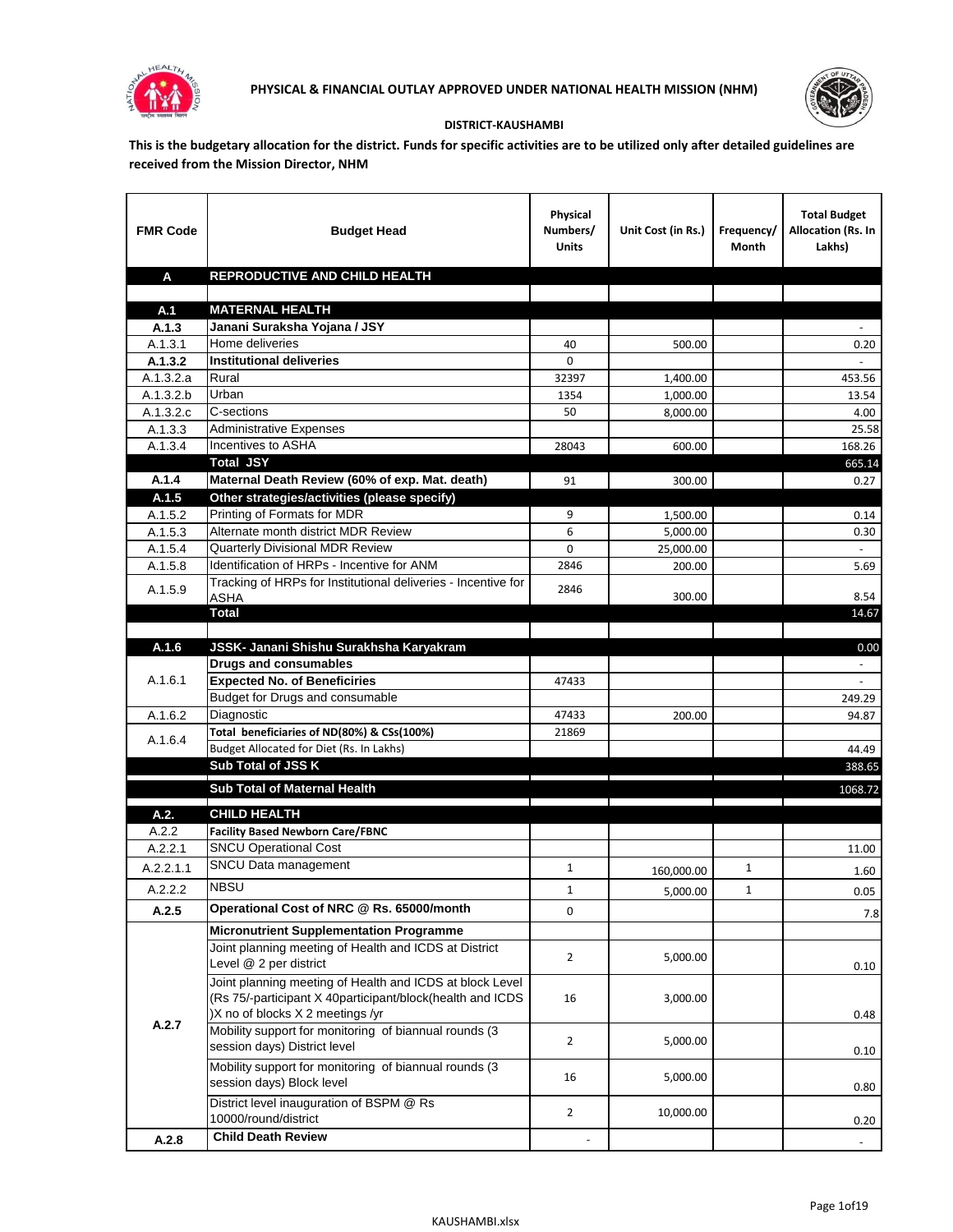**PHYSICAL & FINANCIAL OUTLAY APPROVED UNDER NATIONAL HEALTH MISSION (NHM)**

**DISTRICT-KAUSHAMBI**

**This is the budgetary allocation for the district. Funds for specific activities are to be utilized only after detailed guidelines are received from the Mission Director, NHM**

| FMR Code | Budget Head | Physical Numbers/ Units | Unit Cost (in Rs.) | Frequency/ Month | Total Budget Allocation (Rs. In Lakhs) |
|---|---|---|---|---|---|
| **A** | **REPRODUCTIVE AND CHILD HEALTH** | | | | |
| | | | | | |
| **A.1** | **MATERNAL HEALTH** | | | | |
| **A.1.3** | **Janani Suraksha Yojana / JSY** | | | | - |
| A.1.3.1 | Home deliveries | 40 | 500.00 | | 0.20 |
| **A.1.3.2** | **Institutional deliveries** | 0 | | | - |
| A.1.3.2.a | Rural | 32397 | 1,400.00 | | 453.56 |
| A.1.3.2.b | Urban | 1354 | 1,000.00 | | 13.54 |
| A.1.3.2.c | C-sections | 50 | 8,000.00 | | 4.00 |
| A.1.3.3 | Administrative Expenses | | | | 25.58 |
| A.1.3.4 | Incentives to ASHA | 28043 | 600.00 | | 168.26 |
| | **Total JSY** | | | | 665.14 |
| **A.1.4** | **Maternal Death Review (60% of exp. Mat. death)** | 91 | 300.00 | | 0.27 |
| **A.1.5** | **Other strategies/activities (please specify)** | | | | |
| A.1.5.2 | Printing of Formats for MDR | 9 | 1,500.00 | | 0.14 |
| A.1.5.3 | Alternate month district MDR Review | 6 | 5,000.00 | | 0.30 |
| A.1.5.4 | Quarterly Divisional MDR Review | 0 | 25,000.00 | | - |
| A.1.5.8 | Identification of HRPs - Incentive for ANM | 2846 | 200.00 | | 5.69 |
| A.1.5.9 | Tracking of HRPs for Institutional deliveries - Incentive for ASHA | 2846 | 300.00 | | 8.54 |
| | **Total** | | | | 14.67 |
| | | | | | |
| **A.1.6** | **JSSK- Janani Shishu Surakhsha Karyakram** | | | | 0.00 |
| A.1.6.1 | **Drugs and consumables** | | | | - |
| | **Expected No. of Beneficiries** | 47433 | | | - |
| | Budget for Drugs and consumable | | | | 249.29 |
| A.1.6.2 | Diagnostic | 47433 | 200.00 | | 94.87 |
| A.1.6.4 | **Total beneficiaries of ND(80%) & CSs(100%)** | 21869 | | | |
| | Budget Allocated for Diet (Rs. In Lakhs) | | | | 44.49 |
| | **Sub Total of JSS K** | | | | 388.65 |
| | **Sub Total of Maternal Health** | | | | 1068.72 |
| **A.2.** | **CHILD HEALTH** | | | | |
| A.2.2 | **Facility Based Newborn Care/FBNC** | | | | |
| A.2.2.1 | SNCU Operational Cost | | | | 11.00 |
| A.2.2.1.1 | SNCU Data management | 1 | 160,000.00 | 1 | 1.60 |
| A.2.2.2 | NBSU | 1 | 5,000.00 | 1 | 0.05 |
| **A.2.5** | **Operational Cost of NRC @ Rs. 65000/month** | 0 | | | 7.8 |
| A.2.7 | **Micronutrient Supplementation Programme** | | | | |
| | Joint planning meeting of Health and ICDS at District Level @ 2 per district | 2 | 5,000.00 | | 0.10 |
| | Joint planning meeting of Health and ICDS at block Level (Rs 75/-participant X 40participant/block(health and ICDS )X no of blocks X 2 meetings /yr | 16 | 3,000.00 | | 0.48 |
| | Mobility support for monitoring of biannual rounds (3 session days) District level | 2 | 5,000.00 | | 0.10 |
| | Mobility support for monitoring of biannual rounds (3 session days) Block level | 16 | 5,000.00 | | 0.80 |
| | District level inauguration of BSPM @ Rs 10000/round/district | 2 | 10,000.00 | | 0.20 |
| **A.2.8** | **Child Death Review** | - | | | - |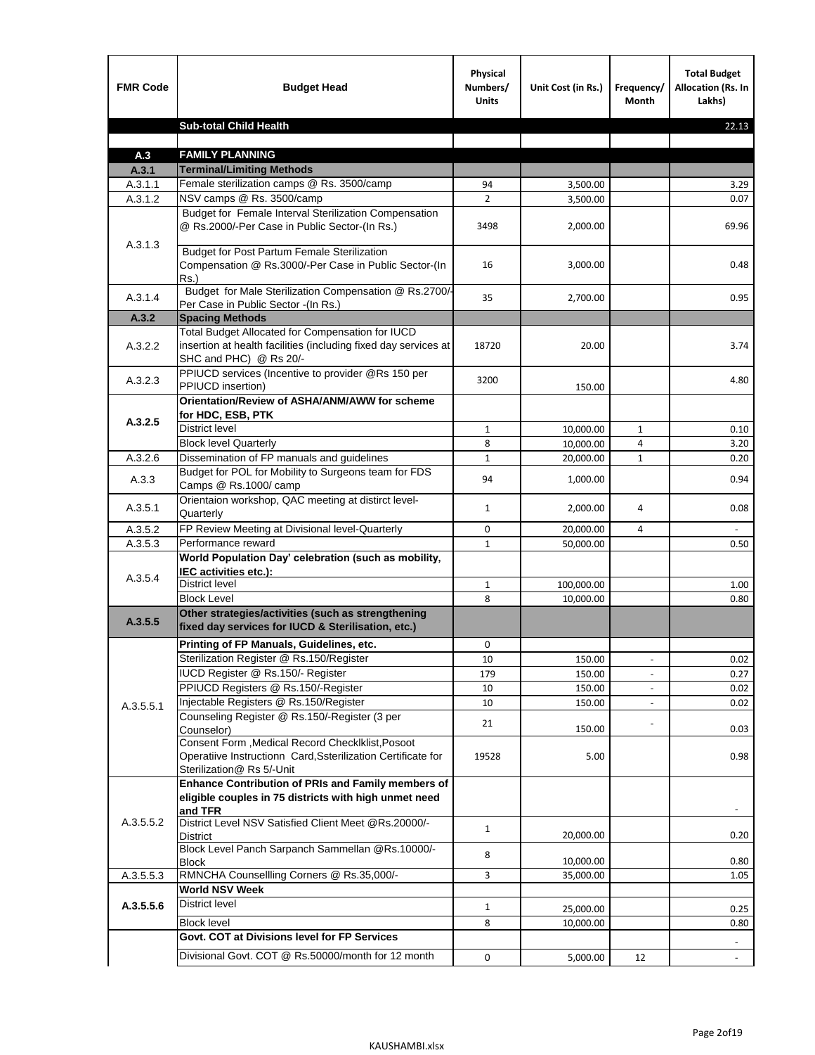| FMR Code | Budget Head | Physical Numbers/ Units | Unit Cost (in Rs.) | Frequency/ Month | Total Budget Allocation (Rs. In Lakhs) |
|---|---|---|---|---|---|
| | **Sub-total Child Health** | | | | 22.13 |
| | | | | | |
| **A.3** | **FAMILY PLANNING** | | | | |
| **A.3.1** | **Terminal/Limiting Methods** | | | | |
| A.3.1.1 | Female sterilization camps @ Rs. 3500/camp | 94 | 3,500.00 | | 3.29 |
| A.3.1.2 | NSV camps @ Rs. 3500/camp | 2 | 3,500.00 | | 0.07 |
| A.3.1.3 | Budget for Female Interval Sterilization Compensation @ Rs.2000/-Per Case in Public Sector-(In Rs.) | 3498 | 2,000.00 | | 69.96 |
| | Budget for Post Partum Female Sterilization Compensation @ Rs.3000/-Per Case in Public Sector-(In Rs.) | 16 | 3,000.00 | | 0.48 |
| A.3.1.4 | Budget for Male Sterilization Compensation @ Rs.2700/-Per Case in Public Sector -(In Rs.) | 35 | 2,700.00 | | 0.95 |
| **A.3.2** | **Spacing Methods** | | | | |
| A.3.2.2 | Total Budget Allocated for Compensation for IUCD insertion at health facilities (including fixed day services at SHC and PHC) @ Rs 20/- | 18720 | 20.00 | | 3.74 |
| A.3.2.3 | PPIUCD services (Incentive to provider @Rs 150 per PPIUCD insertion) | 3200 | 150.00 | | 4.80 |
| **A.3.2.5** | **Orientation/Review of ASHA/ANM/AWW for scheme for HDC, ESB, PTK** | | | | |
| | District level | 1 | 10,000.00 | 1 | 0.10 |
| | Block level Quarterly | 8 | 10,000.00 | 4 | 3.20 |
| A.3.2.6 | Dissemination of FP manuals and guidelines | 1 | 20,000.00 | 1 | 0.20 |
| A.3.3 | Budget for POL for Mobility to Surgeons team for FDS Camps @ Rs.1000/ camp | 94 | 1,000.00 | | 0.94 |
| A.3.5.1 | Orientaion workshop, QAC meeting at distirct level-Quarterly | 1 | 2,000.00 | 4 | 0.08 |
| A.3.5.2 | FP Review Meeting at Divisional level-Quarterly | 0 | 20,000.00 | 4 | - |
| A.3.5.3 | Performance reward | 1 | 50,000.00 | | 0.50 |
| A.3.5.4 | **World Population Day' celebration (such as mobility, IEC activities etc.):** | | | | |
| | District level | 1 | 100,000.00 | | 1.00 |
| | Block Level | 8 | 10,000.00 | | 0.80 |
| **A.3.5.5** | **Other strategies/activities (such as strengthening fixed day services for IUCD & Sterilisation, etc.)** | | | | |
| A.3.5.5.1 | **Printing of FP Manuals, Guidelines, etc.** | 0 | | | |
| | Sterilization Register @ Rs.150/Register | 10 | 150.00 | - | 0.02 |
| | IUCD Register @ Rs.150/- Register | 179 | 150.00 | - | 0.27 |
| | PPIUCD Registers @ Rs.150/-Register | 10 | 150.00 | - | 0.02 |
| | Injectable Registers @ Rs.150/Register | 10 | 150.00 | - | 0.02 |
| | Counseling Register @ Rs.150/-Register (3 per Counselor) | 21 | 150.00 | - | 0.03 |
| | Consent Form ,Medical Record Checklklist,Posoot Operatiive Instructionn Card,Ssterilization Certificate for Sterilization@ Rs 5/-Unit | 19528 | 5.00 | | 0.98 |
| A.3.5.5.2 | **Enhance Contribution of PRIs and Family members of eligible couples in 75 districts with high unmet need and TFR** | | | | - |
| | District Level NSV Satisfied Client Meet @Rs.20000/-District | 1 | 20,000.00 | | 0.20 |
| | Block Level Panch Sarpanch Sammellan @Rs.10000/-Block | 8 | 10,000.00 | | 0.80 |
| A.3.5.5.3 | RMNCHA Counsellling Corners @ Rs.35,000/- | 3 | 35,000.00 | | 1.05 |
| **A.3.5.5.6** | **World NSV Week** | | | | |
| | District level | 1 | 25,000.00 | | 0.25 |
| | Block level | 8 | 10,000.00 | | 0.80 |
| | **Govt. COT at Divisions level for FP Services** | | | | - |
| | Divisional Govt. COT @ Rs.50000/month for 12 month | 0 | 5,000.00 | 12 | - |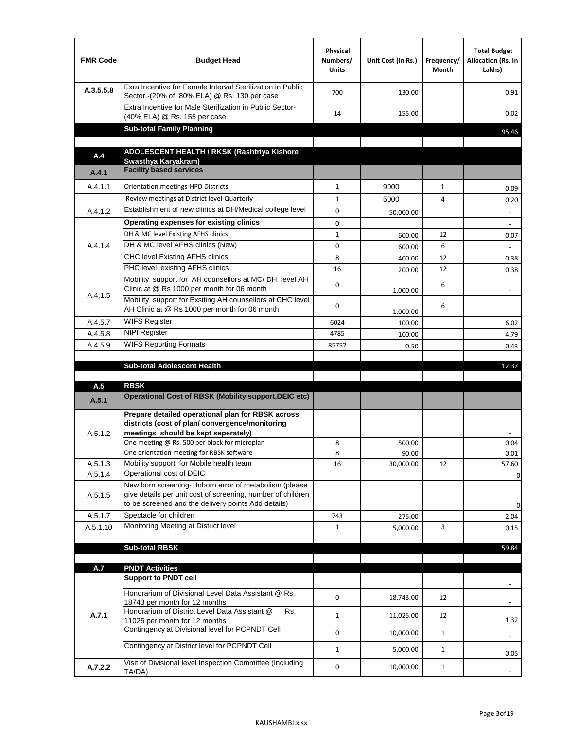| FMR Code | Budget Head | Physical Numbers/ Units | Unit Cost (in Rs.) | Frequency/ Month | Total Budget Allocation (Rs. In Lakhs) |
|---|---|---|---|---|---|
| A.3.5.5.8 | Exra Incentive for Female Interval Sterilization in Public Sector.-(20% of 80% ELA) @ Rs. 130 per case | 700 | 130.00 | | 0.91 |
| | Extra Incentive for Male Sterilization in Public Sector-(40% ELA) @ Rs. 155 per case | 14 | 155.00 | | 0.02 |
| | **Sub-total Family Planning** | | | | 95.46 |
| | | | | | |
| **A.4** | **ADOLESCENT HEALTH / RKSK (Rashtriya Kishore Swasthya Karyakram)** | | | | |
| **A.4.1** | **Facility based services** | | | | |
| A.4.1.1 | Orientation meetings-HPD Districts | 1 | 9000 | 1 | 0.09 |
| | Review meetings at District level-Quarterly | 1 | 5000 | 4 | 0.20 |
| A.4.1.2 | Establishment of new clinics at DH/Medical college level | 0 | 50,000.00 | | - |
| A.4.1.4 | **Operating expenses for existing clinics** | 0 | | | - |
| | DH & MC level Existing AFHS clinics | 1 | 600.00 | 12 | 0.07 |
| | DH & MC level AFHS clinics (New) | 0 | 600.00 | 6 | - |
| | CHC level Existing AFHS clinics | 8 | 400.00 | 12 | 0.38 |
| | PHC level existing AFHS clinics | 16 | 200.00 | 12 | 0.38 |
| A.4.1.5 | Mobility support for AH counsellors at MC/ DH level AH Clinic at @ Rs 1000 per month for 06 month | 0 | 1,000.00 | 6 | - |
| | Mobility support for Exsiting AH counsellors at CHC level AH Clinic at @ Rs 1000 per month for 06 month | 0 | 1,000.00 | 6 | - |
| A.4.5.7 | WIFS Register | 6024 | 100.00 | | 6.02 |
| A.4.5.8 | NIPI Register | 4785 | 100.00 | | 4.79 |
| A.4.5.9 | WIFS Reporting Formats | 85752 | 0.50 | | 0.43 |
| | | | | | |
| | **Sub-total Adolescent Health** | | | | 12.37 |
| | | | | | |
| **A.5** | **RBSK** | | | | |
| **A.5.1** | **Operational Cost of RBSK (Mobility support,DEIC etc)** | | | | |
| A.5.1.2 | **Prepare detailed operational plan for RBSK across districts (cost of plan/ convergence/monitoring meetings should be kept seperately)** | | | | - |
| | One meeting @ Rs. 500 per block for microplan | 8 | 500.00 | | 0.04 |
| | One orientation meeting for RBSK software | 8 | 90.00 | | 0.01 |
| A.5.1.3 | Mobility support for Mobile health team | 16 | 30,000.00 | 12 | 57.60 |
| A.5.1.4 | Operational cost of DEIC | | | | 0 |
| A.5.1.5 | New born screening- Inborn error of metabolism (please give details per unit cost of screening, number of children to be screened and the delivery points Add details) | | | | 0 |
| A.5.1.7 | Spectacle for children | 743 | 275.00 | | 2.04 |
| A.5.1.10 | Monitoring Meeting at District level | 1 | 5,000.00 | 3 | 0.15 |
| | | | | | |
| | **Sub-total RBSK** | | | | 59.84 |
| | | | | | |
| **A.7** | **PNDT Activities** | | | | |
| **A.7.1** | **Support to PNDT cell** | | | | - |
| | Honorarium of Divisional Level Data Assistant @ Rs. 18743 per month for 12 months | 0 | 18,743.00 | 12 | - |
| | Honorarium of District Level Data Assistant @ Rs. 11025 per month for 12 months | 1 | 11,025.00 | 12 | 1.32 |
| | Contingency at Divisional level for PCPNDT Cell | 0 | 10,000.00 | 1 | - |
| | Contingency at District level for PCPNDT Cell | 1 | 5,000.00 | 1 | 0.05 |
| **A.7.2.2** | Visit of Divisional level Inspection Committee (Including TA/DA) | 0 | 10,000.00 | 1 | - |

KAUSHAMBI.xlsx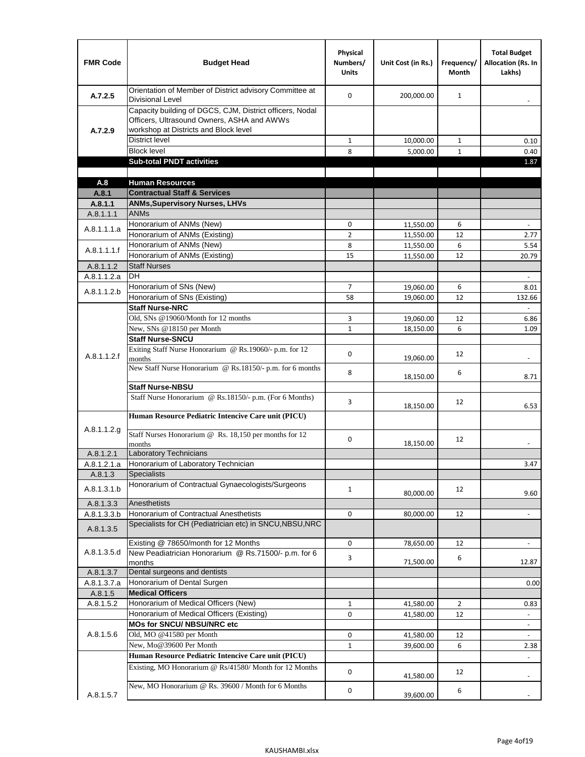| FMR Code | Budget Head | Physical Numbers/ Units | Unit Cost (in Rs.) | Frequency/ Month | Total Budget Allocation (Rs. In Lakhs) |
|---|---|---|---|---|---|
| A.7.2.5 | Orientation of Member of District advisory Committee at Divisional Level | 0 | 200,000.00 | 1 | - |
| A.7.2.9 | Capacity building of DGCS, CJM, District officers, Nodal Officers, Ultrasound Owners, ASHA and AWWs workshop at Districts and Block level | | | | |
| | District level | 1 | 10,000.00 | 1 | 0.10 |
| | Block level | 8 | 5,000.00 | 1 | 0.40 |
| | **Sub-total PNDT activities** | | | | 1.87 |
| | | | | | |
| **A.8** | **Human Resources** | | | | |
| **A.8.1** | **Contractual Staff & Services** | | | | |
| **A.8.1.1** | **ANMs,Supervisory Nurses, LHVs** | | | | |
| A.8.1.1.1 | ANMs | | | | |
| A.8.1.1.1.a | Honorarium of ANMs (New) | 0 | 11,550.00 | 6 | - |
| | Honorarium of ANMs (Existing) | 2 | 11,550.00 | 12 | 2.77 |
| A.8.1.1.1.f | Honorarium of ANMs (New) | 8 | 11,550.00 | 6 | 5.54 |
| | Honorarium of ANMs (Existing) | 15 | 11,550.00 | 12 | 20.79 |
| A.8.1.1.2 | Staff Nurses | | | | |
| A.8.1.1.2.a | DH | | | | - |
| A.8.1.1.2.b | Honorarium of SNs (New) | 7 | 19,060.00 | 6 | 8.01 |
| | Honorarium of SNs (Existing) | 58 | 19,060.00 | 12 | 132.66 |
| A.8.1.1.2.f | **Staff Nurse-NRC** | | | | - |
| | Old, SNs @19060/Month for 12 months | 3 | 19,060.00 | 12 | 6.86 |
| | New, SNs @18150 per Month | 1 | 18,150.00 | 6 | 1.09 |
| | **Staff Nurse-SNCU** | | | | |
| | Exiting Staff Nurse Honorarium @ Rs.19060/- p.m. for 12 months | 0 | 19,060.00 | 12 | - |
| | New Staff Nurse Honorarium @ Rs.18150/- p.m. for 6 months | 8 | 18,150.00 | 6 | 8.71 |
| | **Staff Nurse-NBSU** | | | | |
| | Staff Nurse Honorarium @ Rs.18150/- p.m. (For 6 Months) | 3 | 18,150.00 | 12 | 6.53 |
| A.8.1.1.2.g | **Human Resource Pediatric Intencive Care unit (PICU)** | | | | |
| | Staff Nurses Honorarium @ Rs. 18,150 per months for 12 months | 0 | 18,150.00 | 12 | - |
| A.8.1.2.1 | Laboratory Technicians | | | | |
| A.8.1.2.1.a | Honorarium of Laboratory Technician | | | | 3.47 |
| A.8.1.3 | Specialists | | | | |
| A.8.1.3.1.b | Honorarium of Contractual Gynaecologists/Surgeons | 1 | 80,000.00 | 12 | 9.60 |
| A.8.1.3.3 | Anesthetists | | | | |
| A.8.1.3.3.b | Honorarium of Contractual Anesthetists | 0 | 80,000.00 | 12 | - |
| A.8.1.3.5 | Specialists for CH (Pediatrician etc) in SNCU,NBSU,NRC | | | | |
| A.8.1.3.5.d | Existing @ 78650/month for 12 Months | 0 | 78,650.00 | 12 | - |
| | New Peadiatrician Honorarium @ Rs.71500/- p.m. for 6 months | 3 | 71,500.00 | 6 | 12.87 |
| A.8.1.3.7 | Dental surgeons and dentists | | | | |
| A.8.1.3.7.a | Honorarium of Dental Surgen | | | | 0.00 |
| A.8.1.5 | **Medical Officers** | | | | |
| A.8.1.5.2 | Honorarium of Medical Officers (New) | 1 | 41,580.00 | 2 | 0.83 |
| | Honorarium of Medical Officers (Existing) | 0 | 41,580.00 | 12 | - |
| A.8.1.5.6 | **MOs for SNCU/ NBSU/NRC etc** | | | | - |
| | Old, MO @41580 per Month | 0 | 41,580.00 | 12 | - |
| | New, Mo@39600 Per Month | 1 | 39,600.00 | 6 | 2.38 |
| A.8.1.5.7 | **Human Resource Pediatric Intencive Care unit (PICU)** | | | | - |
| | Existing, MO Honorarium @ Rs/41580/ Month for 12 Months | 0 | 41,580.00 | 12 | - |
| | New, MO Honorarium @ Rs. 39600 / Month for 6 Months | 0 | 39,600.00 | 6 | - |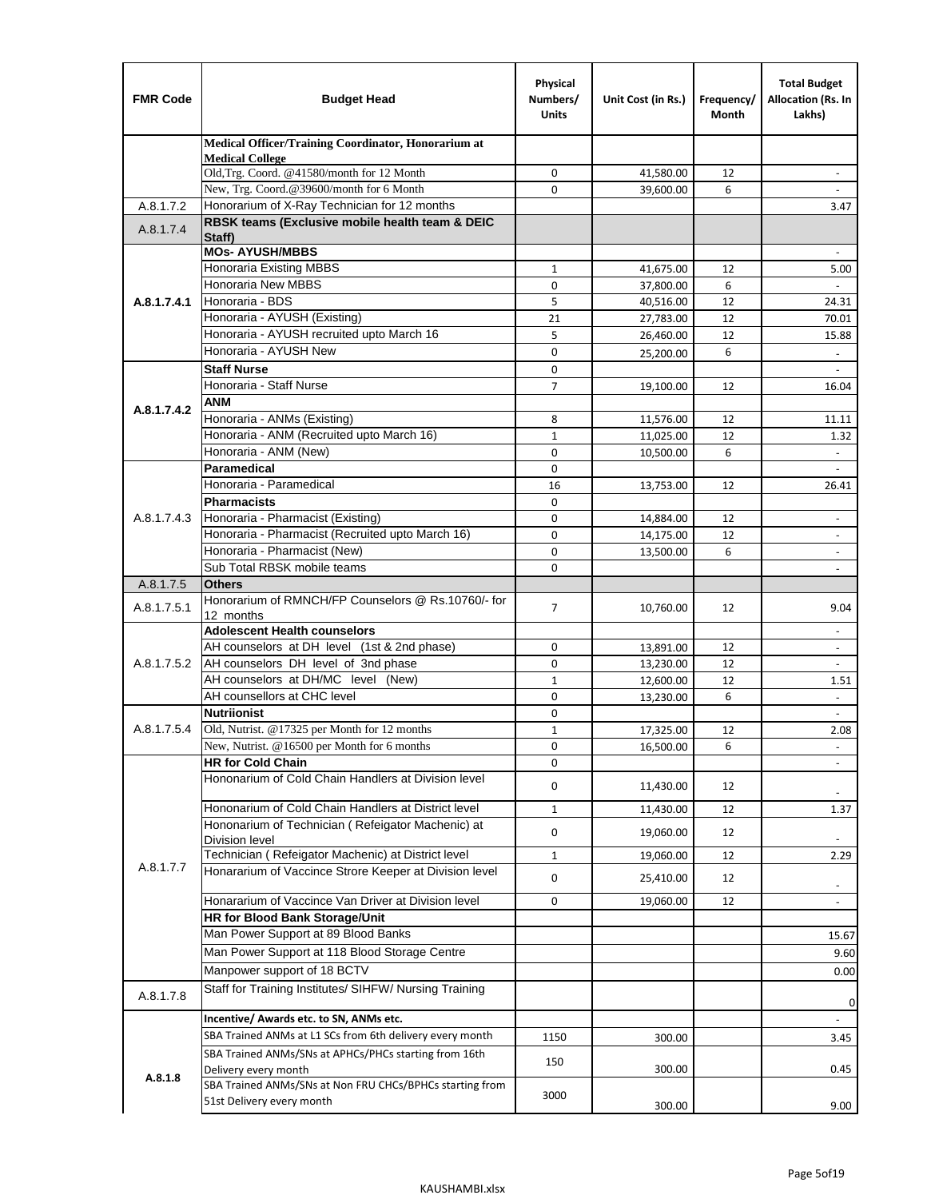| FMR Code | Budget Head | Physical Numbers/ Units | Unit Cost (in Rs.) | Frequency/ Month | Total Budget Allocation (Rs. In Lakhs) |
|---|---|---|---|---|---|
| | **Medical Officer/Training Coordinator, Honorarium at Medical College** | | | | |
| | Old,Trg. Coord. @41580/month for 12 Month | 0 | 41,580.00 | 12 | - |
| | New, Trg. Coord.@39600/month for 6 Month | 0 | 39,600.00 | 6 | - |
| A.8.1.7.2 | Honorarium of X-Ray Technician for 12 months | | | | 3.47 |
| A.8.1.7.4 | **RBSK teams (Exclusive mobile health team & DEIC Staff)** | | | | |
| A.8.1.7.4.1 | **MOs- AYUSH/MBBS** | | | | - |
| | Honoraria Existing MBBS | 1 | 41,675.00 | 12 | 5.00 |
| | Honoraria New MBBS | 0 | 37,800.00 | 6 | - |
| | Honoraria - BDS | 5 | 40,516.00 | 12 | 24.31 |
| | Honoraria - AYUSH (Existing) | 21 | 27,783.00 | 12 | 70.01 |
| | Honoraria - AYUSH recruited upto March 16 | 5 | 26,460.00 | 12 | 15.88 |
| | Honoraria - AYUSH New | 0 | 25,200.00 | 6 | - |
| A.8.1.7.4.2 | **Staff Nurse** | 0 | | | - |
| | Honoraria - Staff Nurse | 7 | 19,100.00 | 12 | 16.04 |
| | **ANM** | | | | |
| | Honoraria - ANMs (Existing) | 8 | 11,576.00 | 12 | 11.11 |
| | Honoraria - ANM (Recruited upto March 16) | 1 | 11,025.00 | 12 | 1.32 |
| | Honoraria - ANM (New) | 0 | 10,500.00 | 6 | - |
| A.8.1.7.4.3 | **Paramedical** | 0 | | | - |
| | Honoraria - Paramedical | 16 | 13,753.00 | 12 | 26.41 |
| | **Pharmacists** | 0 | | | |
| | Honoraria - Pharmacist (Existing) | 0 | 14,884.00 | 12 | - |
| | Honoraria - Pharmacist (Recruited upto March 16) | 0 | 14,175.00 | 12 | - |
| | Honoraria - Pharmacist (New) | 0 | 13,500.00 | 6 | - |
| | Sub Total RBSK mobile teams | 0 | | | - |
| A.8.1.7.5 | **Others** | | | | |
| A.8.1.7.5.1 | Honorarium of RMNCH/FP Counselors @ Rs.10760/- for 12 months | 7 | 10,760.00 | 12 | 9.04 |
| A.8.1.7.5.2 | **Adolescent Health counselors** | | | | - |
| | AH counselors at DH level (1st & 2nd phase) | 0 | 13,891.00 | 12 | - |
| | AH counselors DH level of 3nd phase | 0 | 13,230.00 | 12 | - |
| | AH counselors at DH/MC level (New) | 1 | 12,600.00 | 12 | 1.51 |
| | AH counsellors at CHC level | 0 | 13,230.00 | 6 | - |
| A.8.1.7.5.4 | **Nutriionist** | 0 | | | - |
| | Old, Nutrist. @17325 per Month for 12 months | 1 | 17,325.00 | 12 | 2.08 |
| | New, Nutrist. @16500 per Month for 6 months | 0 | 16,500.00 | 6 | - |
| A.8.1.7.7 | **HR for Cold Chain** | 0 | | | - |
| | Hononarium of Cold Chain Handlers at Division level | 0 | 11,430.00 | 12 | - |
| | Hononarium of Cold Chain Handlers at District level | 1 | 11,430.00 | 12 | 1.37 |
| | Hononarium of Technician ( Refeigator Machenic) at Division level | 0 | 19,060.00 | 12 | - |
| | Technician ( Refeigator Machenic) at District level | 1 | 19,060.00 | 12 | 2.29 |
| | Honararium of Vaccince Strore Keeper at Division level | 0 | 25,410.00 | 12 | - |
| | Honararium of Vaccince Van Driver at Division level | 0 | 19,060.00 | 12 | - |
| | **HR for Blood Bank Storage/Unit** | | | | |
| | Man Power Support at 89 Blood Banks | | | | 15.67 |
| | Man Power Support at 118 Blood Storage Centre | | | | 9.60 |
| | Manpower support of 18 BCTV | | | | 0.00 |
| A.8.1.7.8 | Staff for Training Institutes/ SIHFW/ Nursing Training | | | | 0 |
| A.8.1.8 | **Incentive/ Awards etc. to SN, ANMs etc.** | | | | - |
| | SBA Trained ANMs at L1 SCs from 6th delivery every month | 1150 | 300.00 | | 3.45 |
| | SBA Trained ANMs/SNs at APHCs/PHCs starting from 16th Delivery every month | 150 | 300.00 | | 0.45 |
| | SBA Trained ANMs/SNs at Non FRU CHCs/BPHCs starting from 51st Delivery every month | 3000 | 300.00 | | 9.00 |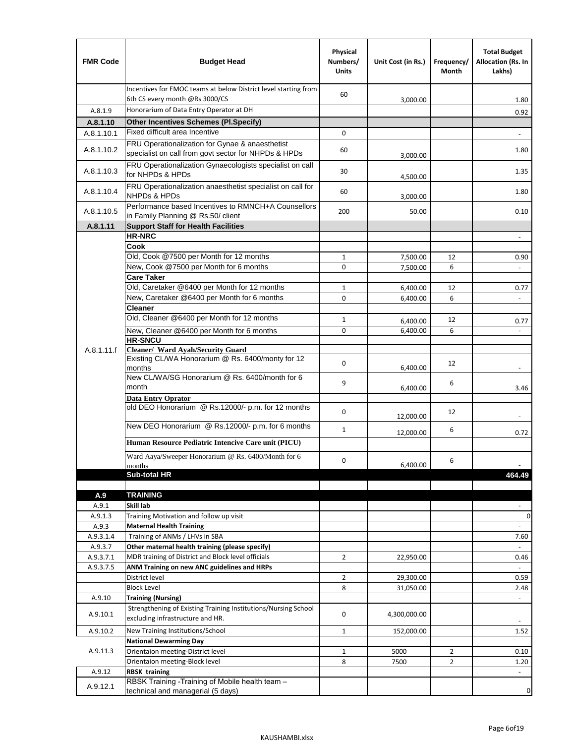| FMR Code | Budget Head | Physical Numbers/ Units | Unit Cost (in Rs.) | Frequency/ Month | Total Budget Allocation (Rs. In Lakhs) |
|---|---|---|---|---|---|
| | Incentives for EMOC teams at below District level starting from 6th CS every month @Rs 3000/CS | 60 | 3,000.00 | | 1.80 |
| A.8.1.9 | Honorarium of Data Entry Operator at DH | | | | 0.92 |
| **A.8.1.10** | **Other Incentives Schemes (Pl.Specify)** | | | | |
| A.8.1.10.1 | Fixed difficult area Incentive | 0 | | | - |
| A.8.1.10.2 | FRU Operationalization for Gynae & anaesthetist specialist on call from govt sector for NHPDs & HPDs | 60 | 3,000.00 | | 1.80 |
| A.8.1.10.3 | FRU Operationalization Gynaecologists specialist on call for NHPDs & HPDs | 30 | 4,500.00 | | 1.35 |
| A.8.1.10.4 | FRU Operationalization anaesthetist specialist on call for NHPDs & HPDs | 60 | 3,000.00 | | 1.80 |
| A.8.1.10.5 | Performance based Incentives to RMNCH+A Counsellors in Family Planning @ Rs.50/ client | 200 | 50.00 | | 0.10 |
| **A.8.1.11** | **Support Staff for Health Facilities** | | | | |
| A.8.1.11.f | **HR-NRC** | | | | - |
| | **Cook** | | | | |
| | Old, Cook @7500 per Month for 12 months | 1 | 7,500.00 | 12 | 0.90 |
| | New, Cook @7500 per Month for 6 months | 0 | 7,500.00 | 6 | - |
| | **Care Taker** | | | | |
| | Old, Caretaker @6400 per Month for 12 months | 1 | 6,400.00 | 12 | 0.77 |
| | New, Caretaker @6400 per Month for 6 months | 0 | 6,400.00 | 6 | - |
| | **Cleaner** | | | | |
| | Old, Cleaner @6400 per Month for 12 months | 1 | 6,400.00 | 12 | 0.77 |
| | New, Cleaner @6400 per Month for 6 months | 0 | 6,400.00 | 6 | - |
| | **HR-SNCU** | | | | |
| | **Cleaner/ Ward Ayah/Security Guard** | | | | |
| | Existing CL/WA Honorarium @ Rs. 6400/monty for 12 months | 0 | 6,400.00 | 12 | - |
| | New CL/WA/SG Honorarium @ Rs. 6400/month for 6 month | 9 | 6,400.00 | 6 | 3.46 |
| | **Data Entry Oprator** | | | | |
| | old DEO Honorarium @ Rs.12000/- p.m. for 12 months | 0 | 12,000.00 | 12 | - |
| | New DEO Honorarium @ Rs.12000/- p.m. for 6 months | 1 | 12,000.00 | 6 | 0.72 |
| | **Human Resource Pediatric Intencive Care unit (PICU)** | | | | |
| | Ward Aaya/Sweeper Honorarium @ Rs. 6400/Month for 6 months | 0 | 6,400.00 | 6 | - |
| | **Sub-total HR** | | | | **464.49** |
| | | | | | |
| **A.9** | **TRAINING** | | | | |
| A.9.1 | **Skill lab** | | | | - |
| A.9.1.3 | Training Motivation and follow up visit | | | | 0 |
| A.9.3 | **Maternal Health Training** | | | | - |
| A.9.3.1.4 | Training of ANMs / LHVs in SBA | | | | 7.60 |
| A.9.3.7 | **Other maternal health training (please specify)** | | | | - |
| A.9.3.7.1 | MDR training of District and Block level officials | 2 | 22,950.00 | | 0.46 |
| A.9.3.7.5 | **ANM Training on new ANC guidelines and HRPs** | | | | - |
| | District level | 2 | 29,300.00 | | 0.59 |
| | Block Level | 8 | 31,050.00 | | 2.48 |
| A.9.10 | **Training (Nursing)** | | | | - |
| A.9.10.1 | Strengthening of Existing Training Institutions/Nursing School excluding infrastructure and HR. | 0 | 4,300,000.00 | | - |
| A.9.10.2 | New Training Institutions/School | 1 | 152,000.00 | | 1.52 |
| A.9.11.3 | **National Dewarming Day** | | | | |
| | Orientaion meeting-District level | 1 | 5000 | 2 | 0.10 |
| | Orientaion meeting-Block level | 8 | 7500 | 2 | 1.20 |
| A.9.12 | **RBSK training** | | | | - |
| A.9.12.1 | RBSK Training -Training of Mobile health team – technical and managerial (5 days) | | | | 0 |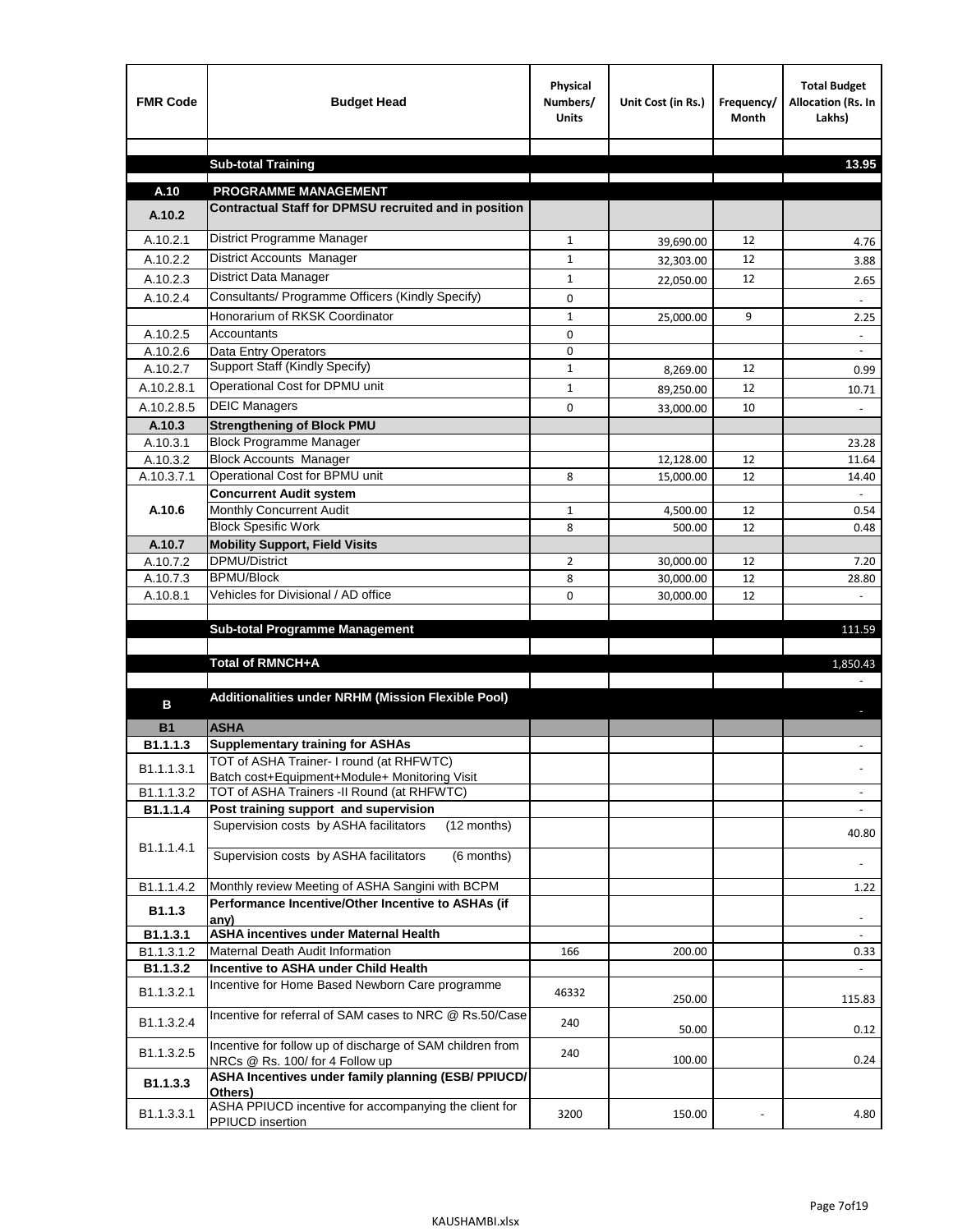| FMR Code | Budget Head | Physical Numbers/ Units | Unit Cost (in Rs.) | Frequency/ Month | Total Budget Allocation (Rs. In Lakhs) |
|---|---|---|---|---|---|
| | | | | | |
| | **Sub-total Training** | | | | **13.95** |
| | | | | | |
| **A.10** | **PROGRAMME MANAGEMENT** | | | | |
| **A.10.2** | **Contractual Staff for DPMSU recruited and in position** | | | | |
| A.10.2.1 | District Programme Manager | 1 | 39,690.00 | 12 | 4.76 |
| A.10.2.2 | District Accounts Manager | 1 | 32,303.00 | 12 | 3.88 |
| A.10.2.3 | District Data Manager | 1 | 22,050.00 | 12 | 2.65 |
| A.10.2.4 | Consultants/ Programme Officers (Kindly Specify) | 0 | | | - |
| | Honorarium of RKSK Coordinator | 1 | 25,000.00 | 9 | 2.25 |
| A.10.2.5 | Accountants | 0 | | | - |
| A.10.2.6 | Data Entry Operators | 0 | | | - |
| A.10.2.7 | Support Staff (Kindly Specify) | 1 | 8,269.00 | 12 | 0.99 |
| A.10.2.8.1 | Operational Cost for DPMU unit | 1 | 89,250.00 | 12 | 10.71 |
| A.10.2.8.5 | DEIC Managers | 0 | 33,000.00 | 10 | - |
| **A.10.3** | **Strengthening of Block PMU** | | | | |
| A.10.3.1 | Block Programme Manager | | | | 23.28 |
| A.10.3.2 | Block Accounts Manager | | 12,128.00 | 12 | 11.64 |
| A.10.3.7.1 | Operational Cost for BPMU unit | 8 | 15,000.00 | 12 | 14.40 |
| **A.10.6** | **Concurrent Audit system** | | | | - |
| | Monthly Concurrent Audit | 1 | 4,500.00 | 12 | 0.54 |
| | Block Spesific Work | 8 | 500.00 | 12 | 0.48 |
| **A.10.7** | **Mobility Support, Field Visits** | | | | |
| A.10.7.2 | DPMU/District | 2 | 30,000.00 | 12 | 7.20 |
| A.10.7.3 | BPMU/Block | 8 | 30,000.00 | 12 | 28.80 |
| A.10.8.1 | Vehicles for Divisional / AD office | 0 | 30,000.00 | 12 | - |
| | | | | | |
| | **Sub-total Programme Management** | | | | 111.59 |
| | | | | | |
| | **Total of RMNCH+A** | | | | 1,850.43 |
| | | | | | - |
| **B** | **Additionalities under NRHM (Mission Flexible Pool)** | | | | - |
| **B1** | **ASHA** | | | | |
| **B1.1.1.3** | **Supplementary training for ASHAs** | | | | - |
| B1.1.1.3.1 | TOT of ASHA Trainer- I round (at RHFWTC) Batch cost+Equipment+Module+ Monitoring Visit | | | | - |
| B1.1.1.3.2 | TOT of ASHA Trainers -II Round (at RHFWTC) | | | | - |
| **B1.1.1.4** | **Post training support and supervision** | | | | - |
| B1.1.1.4.1 | Supervision costs by ASHA facilitators (12 months) | | | | 40.80 |
| | Supervision costs by ASHA facilitators (6 months) | | | | - |
| B1.1.1.4.2 | Monthly review Meeting of ASHA Sangini with BCPM | | | | 1.22 |
| **B1.1.3** | **Performance Incentive/Other Incentive to ASHAs (if any)** | | | | - |
| **B1.1.3.1** | **ASHA incentives under Maternal Health** | | | | - |
| B1.1.3.1.2 | Maternal Death Audit Information | 166 | 200.00 | | 0.33 |
| **B1.1.3.2** | **Incentive to ASHA under Child Health** | | | | - |
| B1.1.3.2.1 | Incentive for Home Based Newborn Care programme | 46332 | 250.00 | | 115.83 |
| B1.1.3.2.4 | Incentive for referral of SAM cases to NRC @ Rs.50/Case | 240 | 50.00 | | 0.12 |
| B1.1.3.2.5 | Incentive for follow up of discharge of SAM children from NRCs @ Rs. 100/ for 4 Follow up | 240 | 100.00 | | 0.24 |
| **B1.1.3.3** | **ASHA Incentives under family planning (ESB/ PPIUCD/ Others)** | | | | |
| B1.1.3.3.1 | ASHA PPIUCD incentive for accompanying the client for PPIUCD insertion | 3200 | 150.00 | - | 4.80 |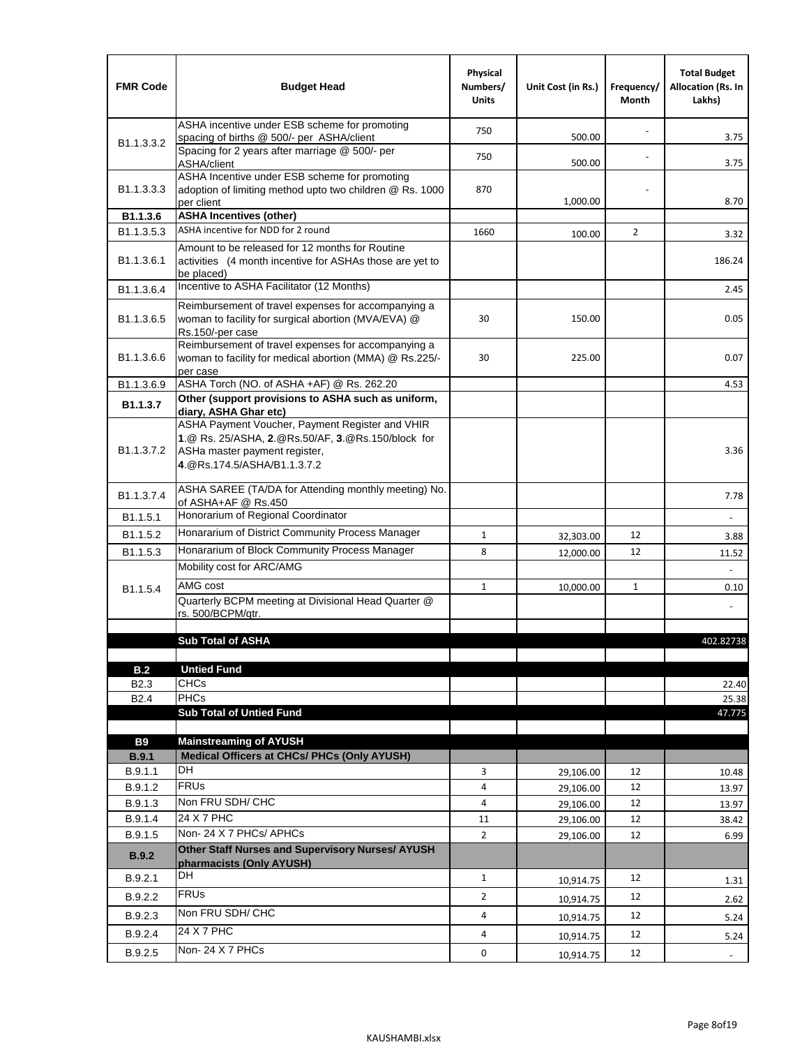| FMR Code | Budget Head | Physical Numbers/ Units | Unit Cost (in Rs.) | Frequency/ Month | Total Budget Allocation (Rs. In Lakhs) |
|---|---|---|---|---|---|
| B1.1.3.3.2 | ASHA incentive under ESB scheme for promoting spacing of births @ 500/- per ASHA/client | 750 | 500.00 | - | 3.75 |
| | Spacing for 2 years after marriage @ 500/- per ASHA/client | 750 | 500.00 | - | 3.75 |
| B1.1.3.3.3 | ASHA Incentive under ESB scheme for promoting adoption of limiting method upto two children @ Rs. 1000 per client | 870 | 1,000.00 | - | 8.70 |
| **B1.1.3.6** | **ASHA Incentives (other)** | | | | |
| B1.1.3.5.3 | ASHA incentive for NDD for 2 round | 1660 | 100.00 | 2 | 3.32 |
| B1.1.3.6.1 | Amount to be released for 12 months for Routine activities (4 month incentive for ASHAs those are yet to be placed) | | | | 186.24 |
| B1.1.3.6.4 | Incentive to ASHA Facilitator (12 Months) | | | | 2.45 |
| B1.1.3.6.5 | Reimbursement of travel expenses for accompanying a woman to facility for surgical abortion (MVA/EVA) @ Rs.150/-per case | 30 | 150.00 | | 0.05 |
| B1.1.3.6.6 | Reimbursement of travel expenses for accompanying a woman to facility for medical abortion (MMA) @ Rs.225/- per case | 30 | 225.00 | | 0.07 |
| B1.1.3.6.9 | ASHA Torch (NO. of ASHA +AF) @ Rs. 262.20 | | | | 4.53 |
| **B1.1.3.7** | **Other (support provisions to ASHA such as uniform, diary, ASHA Ghar etc)** | | | | |
| B1.1.3.7.2 | ASHA Payment Voucher, Payment Register and VHIR **1**.@ Rs. 25/ASHA, **2**.@Rs.50/AF, **3**.@Rs.150/block for ASHa master payment register, **4**.@Rs.174.5/ASHA/B1.1.3.7.2 | | | | 3.36 |
| B1.1.3.7.4 | ASHA SAREE (TA/DA for Attending monthly meeting) No. of ASHA+AF @ Rs.450 | | | | 7.78 |
| B1.1.5.1 | Honorarium of Regional Coordinator | | | | - |
| B1.1.5.2 | Honararium of District Community Process Manager | 1 | 32,303.00 | 12 | 3.88 |
| B1.1.5.3 | Honararium of Block Community Process Manager | 8 | 12,000.00 | 12 | 11.52 |
| B1.1.5.4 | Mobility cost for ARC/AMG | | | | - |
| | AMG cost | 1 | 10,000.00 | 1 | 0.10 |
| | Quarterly BCPM meeting at Divisional Head Quarter @ rs. 500/BCPM/qtr. | | | | - |
| | | | | | |
| | **Sub Total of ASHA** | | | | 402.82738 |
| | | | | | |
| **B.2** | **Untied Fund** | | | | |
| B2.3 | CHCs | | | | 22.40 |
| B2.4 | PHCs | | | | 25.38 |
| | **Sub Total of Untied Fund** | | | | 47.775 |
| | | | | | |
| **B9** | **Mainstreaming of AYUSH** | | | | |
| **B.9.1** | **Medical Officers at CHCs/ PHCs (Only AYUSH)** | | | | |
| B.9.1.1 | DH | 3 | 29,106.00 | 12 | 10.48 |
| B.9.1.2 | FRUs | 4 | 29,106.00 | 12 | 13.97 |
| B.9.1.3 | Non FRU SDH/ CHC | 4 | 29,106.00 | 12 | 13.97 |
| B.9.1.4 | 24 X 7 PHC | 11 | 29,106.00 | 12 | 38.42 |
| B.9.1.5 | Non- 24 X 7 PHCs/ APHCs | 2 | 29,106.00 | 12 | 6.99 |
| **B.9.2** | **Other Staff Nurses and Supervisory Nurses/ AYUSH pharmacists (Only AYUSH)** | | | | |
| B.9.2.1 | DH | 1 | 10,914.75 | 12 | 1.31 |
| B.9.2.2 | FRUs | 2 | 10,914.75 | 12 | 2.62 |
| B.9.2.3 | Non FRU SDH/ CHC | 4 | 10,914.75 | 12 | 5.24 |
| B.9.2.4 | 24 X 7 PHC | 4 | 10,914.75 | 12 | 5.24 |
| B.9.2.5 | Non- 24 X 7 PHCs | 0 | 10,914.75 | 12 | - |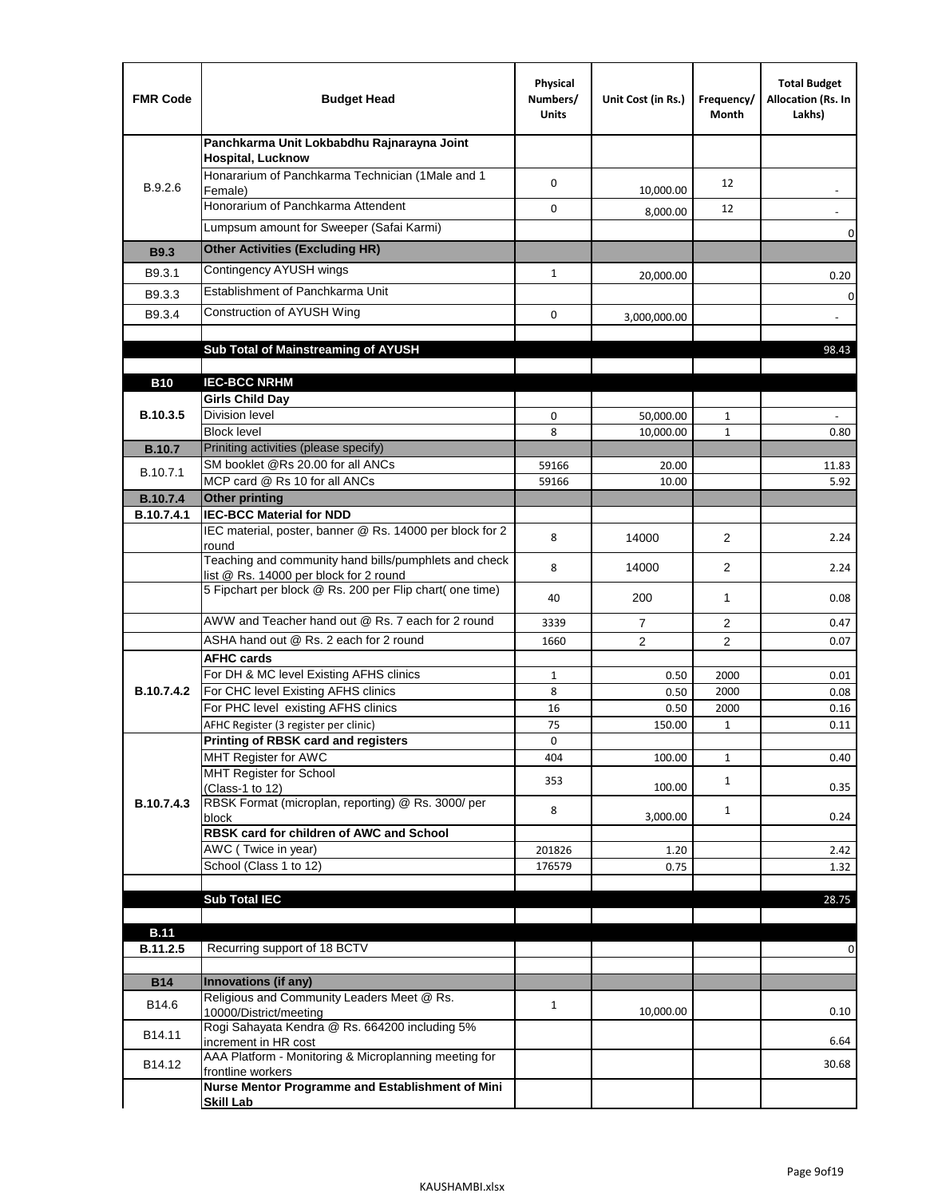| FMR Code | Budget Head | Physical Numbers/ Units | Unit Cost (in Rs.) | Frequency/ Month | Total Budget Allocation (Rs. In Lakhs) |
|---|---|---|---|---|---|
| | **Panchkarma Unit Lokbabdhu Rajnarayna Joint Hospital, Lucknow** | | | | |
| B.9.2.6 | Honararium of Panchkarma Technician (1Male and 1 Female) | 0 | 10,000.00 | 12 | - |
| | Honorarium of Panchkarma Attendent | 0 | 8,000.00 | 12 | - |
| | Lumpsum amount for Sweeper (Safai Karmi) | | | | 0 |
| **B9.3** | **Other Activities (Excluding HR)** | | | | |
| B9.3.1 | Contingency AYUSH wings | 1 | 20,000.00 | | 0.20 |
| B9.3.3 | Establishment of Panchkarma Unit | | | | 0 |
| B9.3.4 | Construction of AYUSH Wing | 0 | 3,000,000.00 | | - |
| | | | | | |
| | **Sub Total of Mainstreaming of AYUSH** | | | | 98.43 |
| | | | | | |
| **B10** | **IEC-BCC NRHM** | | | | |
| | **Girls Child Day** | | | | |
| **B.10.3.5** | Division level | 0 | 50,000.00 | 1 | - |
| | Block level | 8 | 10,000.00 | 1 | 0.80 |
| **B.10.7** | Priniting activities (please specify) | | | | |
| B.10.7.1 | SM booklet @Rs 20.00 for all ANCs | 59166 | 20.00 | | 11.83 |
| | MCP card @ Rs 10 for all ANCs | 59166 | 10.00 | | 5.92 |
| **B.10.7.4** | **Other printing** | | | | |
| **B.10.7.4.1** | **IEC-BCC Material for NDD** | | | | |
| | IEC material, poster, banner @ Rs. 14000 per block for 2 round | 8 | 14000 | 2 | 2.24 |
| | Teaching and community hand bills/pumphlets and check list @ Rs. 14000 per block for 2 round | 8 | 14000 | 2 | 2.24 |
| | 5 Fipchart per block @ Rs. 200 per Flip chart( one time) | 40 | 200 | 1 | 0.08 |
| | AWW and Teacher hand out @ Rs. 7 each for 2 round | 3339 | 7 | 2 | 0.47 |
| | ASHA hand out @ Rs. 2 each for 2 round | 1660 | 2 | 2 | 0.07 |
| | **AFHC cards** | | | | |
| **B.10.7.4.2** | For DH & MC level Existing AFHS clinics | 1 | 0.50 | 2000 | 0.01 |
| | For CHC level Existing AFHS clinics | 8 | 0.50 | 2000 | 0.08 |
| | For PHC level existing AFHS clinics | 16 | 0.50 | 2000 | 0.16 |
| | AFHC Register (3 register per clinic) | 75 | 150.00 | 1 | 0.11 |
| **B.10.7.4.3** | **Printing of RBSK card and registers** | 0 | | | |
| | MHT Register for AWC | 404 | 100.00 | 1 | 0.40 |
| | MHT Register for School (Class-1 to 12) | 353 | 100.00 | 1 | 0.35 |
| | RBSK Format (microplan, reporting) @ Rs. 3000/ per block | 8 | 3,000.00 | 1 | 0.24 |
| | **RBSK card for children of AWC and School** | | | | |
| | AWC ( Twice in year) | 201826 | 1.20 | | 2.42 |
| | School (Class 1 to 12) | 176579 | 0.75 | | 1.32 |
| | | | | | |
| | **Sub Total IEC** | | | | 28.75 |
| | | | | | |
| **B.11** | | | | | |
| **B.11.2.5** | Recurring support of 18 BCTV | | | | 0 |
| | | | | | |
| **B14** | **Innovations (if any)** | | | | |
| B14.6 | Religious and Community Leaders Meet @ Rs. 10000/District/meeting | 1 | 10,000.00 | | 0.10 |
| B14.11 | Rogi Sahayata Kendra @ Rs. 664200 including 5% increment in HR cost | | | | 6.64 |
| B14.12 | AAA Platform - Monitoring & Microplanning meeting for frontline workers | | | | 30.68 |
| | **Nurse Mentor Programme and Establishment of Mini Skill Lab** | | | | |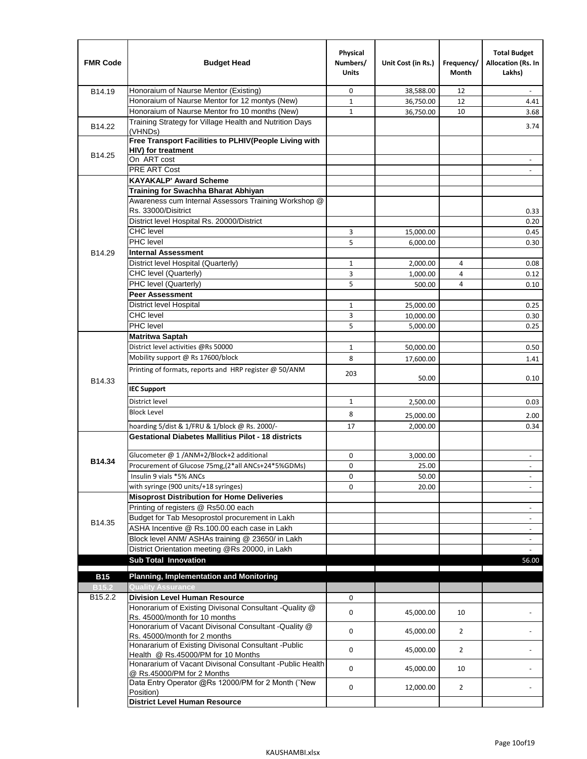| FMR Code | Budget Head | Physical Numbers/ Units | Unit Cost (in Rs.) | Frequency/ Month | Total Budget Allocation (Rs. In Lakhs) |
|---|---|---|---|---|---|
| B14.19 | Honoraium of Naurse Mentor (Existing) | 0 | 38,588.00 | 12 | - |
| | Honoraium of Naurse Mentor for 12 montys (New) | 1 | 36,750.00 | 12 | 4.41 |
| | Honoraium of Naurse Mentor fro 10 months (New) | 1 | 36,750.00 | 10 | 3.68 |
| B14.22 | Training Strategy for Village Health and Nutrition Days (VHNDs) | | | | 3.74 |
| B14.25 | **Free Transport Facilities to PLHIV(People Living with HIV) for treatment** | | | | |
| | On ART cost | | | | - |
| | PRE ART Cost | | | | - |
| B14.29 | **KAYAKALP' Award Scheme** | | | | |
| | **Training for Swachha Bharat Abhiyan** | | | | |
| | Awareness cum Internal Assessors Training Workshop @ Rs. 33000/Disitrict | | | | 0.33 |
| | District level Hospital Rs. 20000/District | | | | 0.20 |
| | CHC level | 3 | 15,000.00 | | 0.45 |
| | PHC level | 5 | 6,000.00 | | 0.30 |
| | **Internal Assessment** | | | | |
| | District level Hospital (Quarterly) | 1 | 2,000.00 | 4 | 0.08 |
| | CHC level (Quarterly) | 3 | 1,000.00 | 4 | 0.12 |
| | PHC level (Quarterly) | 5 | 500.00 | 4 | 0.10 |
| | **Peer Assessment** | | | | |
| | District level Hospital | 1 | 25,000.00 | | 0.25 |
| | CHC level | 3 | 10,000.00 | | 0.30 |
| | PHC level | 5 | 5,000.00 | | 0.25 |
| B14.33 | **Matritwa Saptah** | | | | |
| | District level activities @Rs 50000 | 1 | 50,000.00 | | 0.50 |
| | Mobility support @ Rs 17600/block | 8 | 17,600.00 | | 1.41 |
| | Printing of formats, reports and HRP register @ 50/ANM | 203 | 50.00 | | 0.10 |
| | **IEC Support** | | | | |
| | District level | 1 | 2,500.00 | | 0.03 |
| | Block Level | 8 | 25,000.00 | | 2.00 |
| | hoarding 5/dist & 1/FRU & 1/block @ Rs. 2000/- | 17 | 2,000.00 | | 0.34 |
| **B14.34** | **Gestational Diabetes Mallitius Pilot - 18 districts** | | | | |
| | Glucometer @ 1 /ANM+2/Block+2 additional | 0 | 3,000.00 | | - |
| | Procurement of Glucose 75mg,(2*all ANCs+24*5%GDMs) | 0 | 25.00 | | - |
| | Insulin 9 vials *5% ANCs | 0 | 50.00 | | - |
| | with syringe (900 units/+18 syringes) | 0 | 20.00 | | - |
| B14.35 | **Misoprost Distribution for Home Deliveries** | | | | |
| | Printing of registers @ Rs50.00 each | | | | - |
| | Budget for Tab Mesoprostol procurement in Lakh | | | | - |
| | ASHA Incentive @ Rs.100.00 each case in Lakh | | | | - |
| | Block level ANM/ ASHAs training @ 23650/ in Lakh | | | | - |
| | District Orientation meeting @Rs 20000, in Lakh | | | | - |
| | **Sub Total Innovation** | | | | 56.00 |
| **B15** | **Planning, Implementation and Monitoring** | | | | |
| **B15.2** | **Quality Assurance** | | | | |
| B15.2.2 | **Division Level Human Resource** | 0 | | | |
| | Honorarium of Existing Divisonal Consultant -Quality @ Rs. 45000/month for 10 months | 0 | 45,000.00 | 10 | - |
| | Honorarium of Vacant Divisonal Consultant -Quality @ Rs. 45000/month for 2 months | 0 | 45,000.00 | 2 | - |
| | Honararium of Existing Divisonal Consultant -Public Health @ Rs.45000/PM for 10 Months | 0 | 45,000.00 | 2 | - |
| | Honararium of Vacant Divisonal Consultant -Public Health @ Rs.45000/PM for 2 Months | 0 | 45,000.00 | 10 | - |
| | Data Entry Operator @Rs 12000/PM for 2 Month (˜New Position) | 0 | 12,000.00 | 2 | - |
| | **District Level Human Resource** | | | | |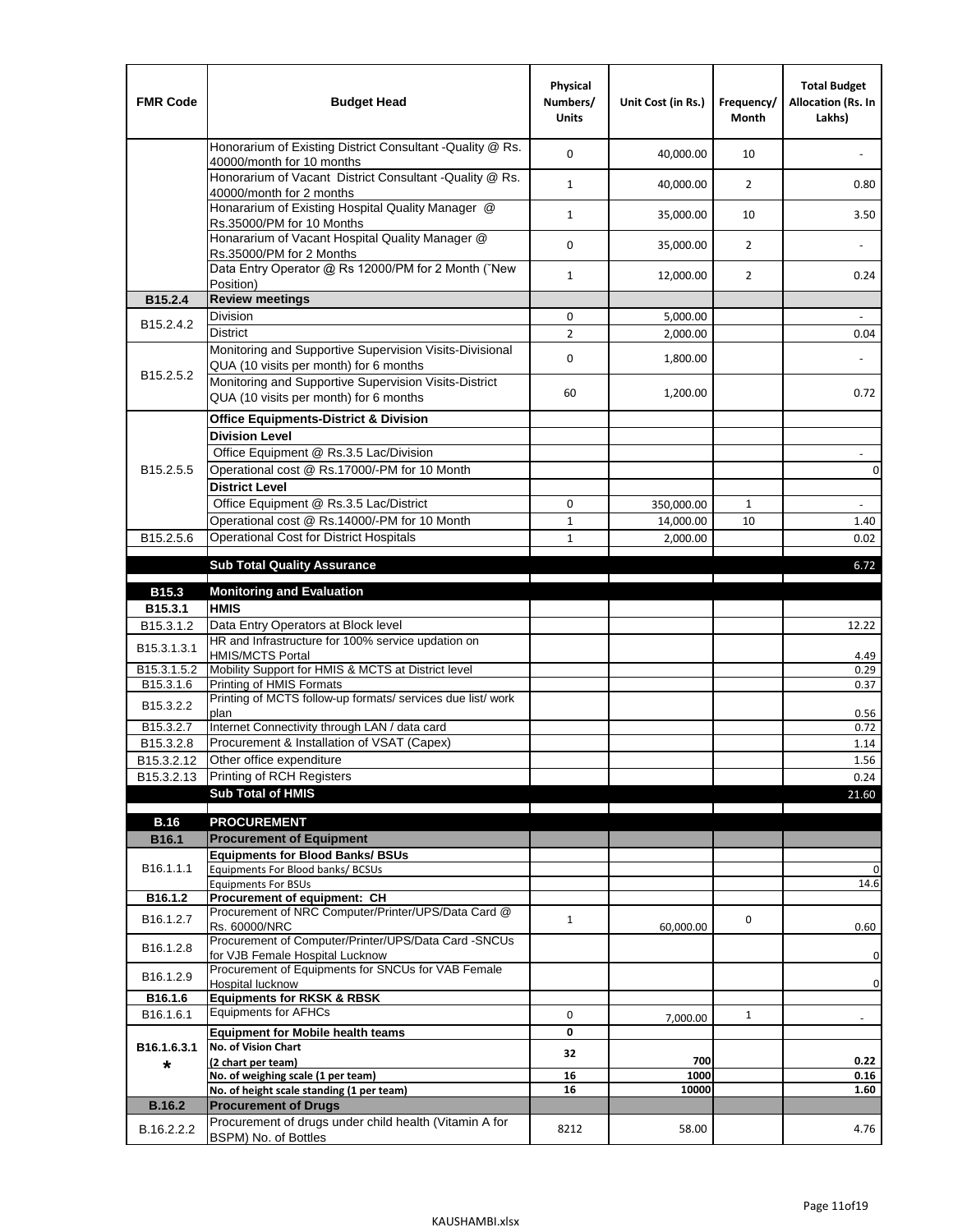| FMR Code | Budget Head | Physical Numbers/ Units | Unit Cost (in Rs.) | Frequency/ Month | Total Budget Allocation (Rs. In Lakhs) |
|---|---|---|---|---|---|
| | Honorarium of Existing District Consultant -Quality @ Rs. 40000/month for 10 months | 0 | 40,000.00 | 10 | - |
| | Honorarium of Vacant District Consultant -Quality @ Rs. 40000/month for 2 months | 1 | 40,000.00 | 2 | 0.80 |
| | Honararium of Existing Hospital Quality Manager @ Rs.35000/PM for 10 Months | 1 | 35,000.00 | 10 | 3.50 |
| | Honararium of Vacant Hospital Quality Manager @ Rs.35000/PM for 2 Months | 0 | 35,000.00 | 2 | - |
| | Data Entry Operator @ Rs 12000/PM for 2 Month (˜New Position) | 1 | 12,000.00 | 2 | 0.24 |
| **B15.2.4** | **Review meetings** | | | | |
| B15.2.4.2 | Division | 0 | 5,000.00 | | - |
| | District | 2 | 2,000.00 | | 0.04 |
| B15.2.5.2 | Monitoring and Supportive Supervision Visits-Divisional QUA (10 visits per month) for 6 months | 0 | 1,800.00 | | - |
| | Monitoring and Supportive Supervision Visits-District QUA (10 visits per month) for 6 months | 60 | 1,200.00 | | 0.72 |
| B15.2.5.5 | **Office Equipments-District & Division** | | | | |
| | **Division Level** | | | | |
| | Office Equipment @ Rs.3.5 Lac/Division | | | | - |
| | Operational cost @ Rs.17000/-PM for 10 Month | | | | 0 |
| | **District Level** | | | | |
| | Office Equipment @ Rs.3.5 Lac/District | 0 | 350,000.00 | 1 | - |
| | Operational cost @ Rs.14000/-PM for 10 Month | 1 | 14,000.00 | 10 | 1.40 |
| B15.2.5.6 | Operational Cost for District Hospitals | 1 | 2,000.00 | | 0.02 |
| | **Sub Total Quality Assurance** | | | | 6.72 |
| **B15.3** | **Monitoring and Evaluation** | | | | |
| **B15.3.1** | **HMIS** | | | | |
| B15.3.1.2 | Data Entry Operators at Block level | | | | 12.22 |
| B15.3.1.3.1 | HR and Infrastructure for 100% service updation on HMIS/MCTS Portal | | | | 4.49 |
| B15.3.1.5.2 | Mobility Support for HMIS & MCTS at District level | | | | 0.29 |
| B15.3.1.6 | Printing of HMIS Formats | | | | 0.37 |
| B15.3.2.2 | Printing of MCTS follow-up formats/ services due list/ work plan | | | | 0.56 |
| B15.3.2.7 | Internet Connectivity through LAN / data card | | | | 0.72 |
| B15.3.2.8 | Procurement & Installation of VSAT (Capex) | | | | 1.14 |
| B15.3.2.12 | Other office expenditure | | | | 1.56 |
| B15.3.2.13 | Printing of RCH Registers | | | | 0.24 |
| | **Sub Total of HMIS** | | | | 21.60 |
| **B.16** | **PROCUREMENT** | | | | |
| **B16.1** | **Procurement of Equipment** | | | | |
| B16.1.1.1 | **Equipments for Blood Banks/ BSUs** | | | | |
| | Equipments For Blood banks/ BCSUs | | | | 0 |
| | Equipments For BSUs | | | | 14.6 |
| **B16.1.2** | **Procurement of equipment: CH** | | | | |
| B16.1.2.7 | Procurement of NRC Computer/Printer/UPS/Data Card @ Rs. 60000/NRC | 1 | 60,000.00 | 0 | 0.60 |
| B16.1.2.8 | Procurement of Computer/Printer/UPS/Data Card -SNCUs for VJB Female Hospital Lucknow | | | | 0 |
| B16.1.2.9 | Procurement of Equipments for SNCUs for VAB Female Hospital lucknow | | | | 0 |
| **B16.1.6** | **Equipments for RKSK & RBSK** | | | | |
| B16.1.6.1 | Equipments for AFHCs | 0 | 7,000.00 | 1 | - |
| **B16.1.6.3.1 *** | **Equipment for Mobile health teams** | **0** | | | |
| | **No. of Vision Chart (2 chart per team)** | **32** | **700** | | **0.22** |
| | **No. of weighing scale (1 per team)** | **16** | **1000** | | **0.16** |
| | **No. of height scale standing (1 per team)** | **16** | **10000** | | **1.60** |
| **B.16.2** | **Procurement of Drugs** | | | | |
| B.16.2.2.2 | Procurement of drugs under child health (Vitamin A for BSPM) No. of Bottles | 8212 | 58.00 | | 4.76 |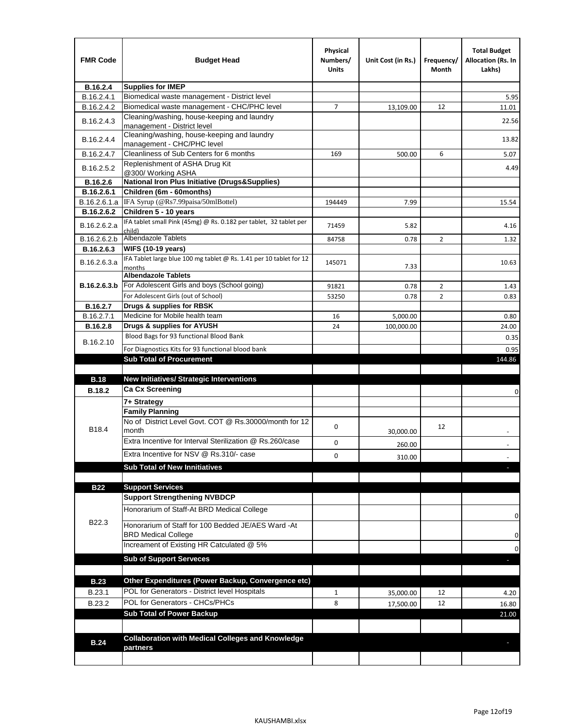| FMR Code | Budget Head | Physical Numbers/ Units | Unit Cost (in Rs.) | Frequency/ Month | Total Budget Allocation (Rs. In Lakhs) |
|---|---|---|---|---|---|
| **B.16.2.4** | **Supplies for IMEP** | | | | |
| B.16.2.4.1 | Biomedical waste management - District level | | | | 5.95 |
| B.16.2.4.2 | Biomedical waste management - CHC/PHC level | 7 | 13,109.00 | 12 | 11.01 |
| B.16.2.4.3 | Cleaning/washing, house-keeping and laundry management - District level | | | | 22.56 |
| B.16.2.4.4 | Cleaning/washing, house-keeping and laundry management - CHC/PHC level | | | | 13.82 |
| B.16.2.4.7 | Cleanliness of Sub Centers for 6 months | 169 | 500.00 | 6 | 5.07 |
| B.16.2.5.2 | Replenishment of ASHA Drug Kit @300/ Working ASHA | | | | 4.49 |
| **B.16.2.6** | **National Iron Plus Initiative (Drugs&Supplies)** | | | | |
| **B.16.2.6.1** | **Children (6m - 60months)** | | | | |
| B.16.2.6.1.a | IFA Syrup (@Rs7.99paisa/50mlBottel) | 194449 | 7.99 | | 15.54 |
| **B.16.2.6.2** | **Children 5 - 10 years** | | | | |
| B.16.2.6.2.a | IFA tablet small Pink (45mg) @ Rs. 0.182 per tablet, 32 tablet per child) | 71459 | 5.82 | | 4.16 |
| B.16.2.6.2.b | Albendazole Tablets | 84758 | 0.78 | 2 | 1.32 |
| **B.16.2.6.3** | **WIFS (10-19 years)** | | | | |
| B.16.2.6.3.a | IFA Tablet large blue 100 mg tablet @ Rs. 1.41 per 10 tablet for 12 months | 145071 | 7.33 | | 10.63 |
| **B.16.2.6.3.b** | **Albendazole Tablets** | | | | |
| | For Adolescent Girls and boys (School going) | 91821 | 0.78 | 2 | 1.43 |
| | For Adolescent Girls (out of School) | 53250 | 0.78 | 2 | 0.83 |
| **B.16.2.7** | **Drugs & supplies for RBSK** | | | | |
| B.16.2.7.1 | Medicine for Mobile health team | 16 | 5,000.00 | | 0.80 |
| **B.16.2.8** | **Drugs & supplies for AYUSH** | 24 | 100,000.00 | | 24.00 |
| B.16.2.10 | Blood Bags for 93 functional Blood Bank | | | | 0.35 |
| | For Diagnostics Kits for 93 functional blood bank | | | | 0.95 |
| | **Sub Total of Procurement** | | | | 144.86 |
| | | | | | |
| **B.18** | **New Initiatives/ Strategic Interventions** | | | | |
| **B.18.2** | **Ca Cx Screening** | | | | 0 |
| B18.4 | **7+ Strategy** | | | | |
| | **Family Planning** | | | | |
| | No of District Level Govt. COT @ Rs.30000/month for 12 month | 0 | 30,000.00 | 12 | - |
| | Extra Incentive for Interval Sterilization @ Rs.260/case | 0 | 260.00 | | - |
| | Extra Incentive for NSV @ Rs.310/- case | 0 | 310.00 | | - |
| | **Sub Total of New Innitiatives** | | | | - |
| | | | | | |
| **B22** | **Support Services** | | | | |
| B22.3 | **Support Strengthening NVBDCP** | | | | |
| | Honorarium of Staff-At BRD Medical College | | | | 0 |
| | Honorarium of Staff for 100 Bedded JE/AES Ward -At BRD Medical College | | | | 0 |
| | Increament of Existing HR Catculated @ 5% | | | | 0 |
| | **Sub of Support Serveces** | | | | - |
| | | | | | |
| **B.23** | **Other Expenditures (Power Backup, Convergence etc)** | | | | |
| B.23.1 | POL for Generators - District level Hospitals | 1 | 35,000.00 | 12 | 4.20 |
| B.23.2 | POL for Generators - CHCs/PHCs | 8 | 17,500.00 | 12 | 16.80 |
| | **Sub Total of Power Backup** | | | | 21.00 |
| | | | | | |
| **B.24** | **Collaboration with Medical Colleges and Knowledge partners** | | | | - |
| | | | | | |

KAUSHAMBI.xlsx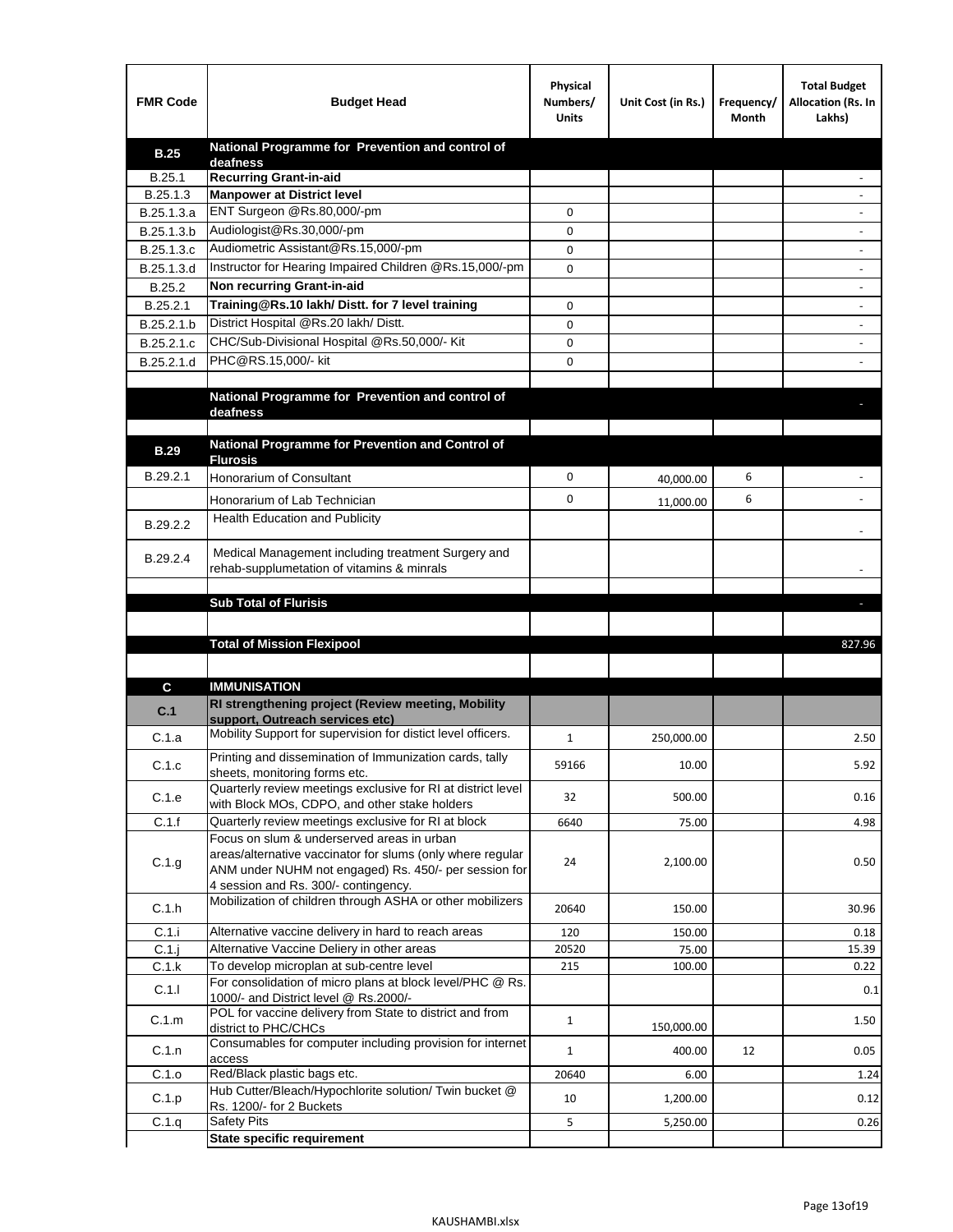| FMR Code | Budget Head | Physical Numbers/ Units | Unit Cost (in Rs.) | Frequency/ Month | Total Budget Allocation (Rs. In Lakhs) |
|---|---|---|---|---|---|
| **B.25** | **National Programme for Prevention and control of deafness** | | | | |
| B.25.1 | **Recurring Grant-in-aid** | | | | - |
| B.25.1.3 | **Manpower at District level** | | | | - |
| B.25.1.3.a | ENT Surgeon @Rs.80,000/-pm | 0 | | | - |
| B.25.1.3.b | Audiologist@Rs.30,000/-pm | 0 | | | - |
| B.25.1.3.c | Audiometric Assistant@Rs.15,000/-pm | 0 | | | - |
| B.25.1.3.d | Instructor for Hearing Impaired Children @Rs.15,000/-pm | 0 | | | - |
| B.25.2 | **Non recurring Grant-in-aid** | | | | - |
| B.25.2.1 | **Training@Rs.10 lakh/ Distt. for 7 level training** | 0 | | | - |
| B.25.2.1.b | District Hospital @Rs.20 lakh/ Distt. | 0 | | | - |
| B.25.2.1.c | CHC/Sub-Divisional Hospital @Rs.50,000/- Kit | 0 | | | - |
| B.25.2.1.d | PHC@RS.15,000/- kit | 0 | | | - |
| | | | | | |
| | **National Programme for Prevention and control of deafness** | | | | - |
| | | | | | |
| **B.29** | **National Programme for Prevention and Control of Flurosis** | | | | |
| B.29.2.1 | Honorarium of Consultant | 0 | 40,000.00 | 6 | - |
| | Honorarium of Lab Technician | 0 | 11,000.00 | 6 | - |
| B.29.2.2 | Health Education and Publicity | | | | - |
| B.29.2.4 | Medical Management including treatment Surgery and rehab-supplumetation of vitamins & minrals | | | | - |
| | | | | | |
| | **Sub Total of Flurisis** | | | | - |
| | | | | | |
| | **Total of Mission Flexipool** | | | | 827.96 |
| | | | | | |
| **C** | **IMMUNISATION** | | | | |
| **C.1** | **RI strengthening project (Review meeting, Mobility support, Outreach services etc)** | | | | |
| C.1.a | Mobility Support for supervision for distict level officers. | 1 | 250,000.00 | | 2.50 |
| C.1.c | Printing and dissemination of Immunization cards, tally sheets, monitoring forms etc. | 59166 | 10.00 | | 5.92 |
| C.1.e | Quarterly review meetings exclusive for RI at district level with Block MOs, CDPO, and other stake holders | 32 | 500.00 | | 0.16 |
| C.1.f | Quarterly review meetings exclusive for RI at block | 6640 | 75.00 | | 4.98 |
| C.1.g | Focus on slum & underserved areas in urban areas/alternative vaccinator for slums (only where regular ANM under NUHM not engaged) Rs. 450/- per session for 4 session and Rs. 300/- contingency. | 24 | 2,100.00 | | 0.50 |
| C.1.h | Mobilization of children through ASHA or other mobilizers | 20640 | 150.00 | | 30.96 |
| C.1.i | Alternative vaccine delivery in hard to reach areas | 120 | 150.00 | | 0.18 |
| C.1.j | Alternative Vaccine Deliery in other areas | 20520 | 75.00 | | 15.39 |
| C.1.k | To develop microplan at sub-centre level | 215 | 100.00 | | 0.22 |
| C.1.l | For consolidation of micro plans at block level/PHC @ Rs. 1000/- and District level @ Rs.2000/- | | | | 0.1 |
| C.1.m | POL for vaccine delivery from State to district and from district to PHC/CHCs | 1 | 150,000.00 | | 1.50 |
| C.1.n | Consumables for computer including provision for internet access | 1 | 400.00 | 12 | 0.05 |
| C.1.o | Red/Black plastic bags etc. | 20640 | 6.00 | | 1.24 |
| C.1.p | Hub Cutter/Bleach/Hypochlorite solution/ Twin bucket @ Rs. 1200/- for 2 Buckets | 10 | 1,200.00 | | 0.12 |
| C.1.q | Safety Pits | 5 | 5,250.00 | | 0.26 |
| | **State specific requirement** | | | | |

KAUSHAMBI.xlsx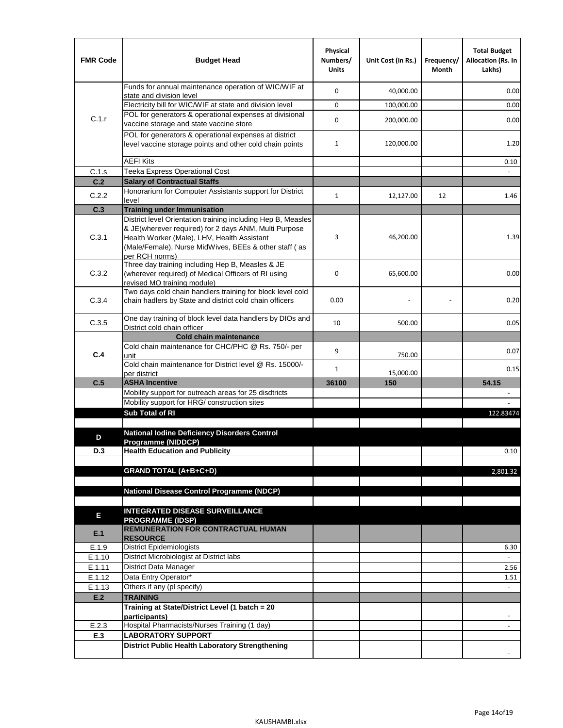| FMR Code | Budget Head | Physical Numbers/ Units | Unit Cost (in Rs.) | Frequency/ Month | Total Budget Allocation (Rs. In Lakhs) |
|---|---|---|---|---|---|
| C.1.r | Funds for annual maintenance operation of WIC/WIF at state and division level | 0 | 40,000.00 | | 0.00 |
| | Electricity bill for WIC/WIF at state and division level | 0 | 100,000.00 | | 0.00 |
| | POL for generators & operational expenses at divisional vaccine storage and state vaccine store | 0 | 200,000.00 | | 0.00 |
| | POL for generators & operational expenses at district level vaccine storage points and other cold chain points | 1 | 120,000.00 | | 1.20 |
| | AEFI Kits | | | | 0.10 |
| C.1.s | Teeka Express Operational Cost | | | | - |
| **C.2** | **Salary of Contractual Staffs** | | | | |
| C.2.2 | Honorarium for Computer Assistants support for District level | 1 | 12,127.00 | 12 | 1.46 |
| **C.3** | **Training under Immunisation** | | | | |
| C.3.1 | District level Orientation training including Hep B, Measles & JE(wherever required) for 2 days ANM, Multi Purpose Health Worker (Male), LHV, Health Assistant (Male/Female), Nurse MidWives, BEEs & other staff ( as per RCH norms) | 3 | 46,200.00 | | 1.39 |
| C.3.2 | Three day training including Hep B, Measles & JE (wherever required) of Medical Officers of RI using revised MO training module) | 0 | 65,600.00 | | 0.00 |
| C.3.4 | Two days cold chain handlers training for block level cold chain hadlers by State and district cold chain officers | 0.00 | - | - | 0.20 |
| C.3.5 | One day training of block level data handlers by DIOs and District cold chain officer | 10 | 500.00 | | 0.05 |
| **C.4** | **Cold chain maintenance** | | | | |
| | Cold chain maintenance for CHC/PHC @ Rs. 750/- per unit | 9 | 750.00 | | 0.07 |
| | Cold chain maintenance for District level @ Rs. 15000/- per district | 1 | 15,000.00 | | 0.15 |
| **C.5** | **ASHA Incentive** | **36100** | **150** | | **54.15** |
| | Mobility support for outreach areas for 25 disdtricts | | | | - |
| | Mobility support for HRG/ construction sites | | | | - |
| | **Sub Total of RI** | | | | 122.83474 |
| | | | | | |
| **D** | **National Iodine Deficiency Disorders Control Programme (NIDDCP)** | | | | |
| **D.3** | **Health Education and Publicity** | | | | 0.10 |
| | | | | | |
| | **GRAND TOTAL (A+B+C+D)** | | | | 2,801.32 |
| | | | | | |
| | **National Disease Control Programme (NDCP)** | | | | |
| | | | | | |
| **E** | **INTEGRATED DISEASE SURVEILLANCE PROGRAMME (IDSP)** | | | | |
| **E.1** | **REMUNERATION FOR CONTRACTUAL HUMAN RESOURCE** | | | | |
| E.1.9 | District Epidemiologists | | | | 6.30 |
| E.1.10 | District Microbiologist at District labs | | | | - |
| E.1.11 | District Data Manager | | | | 2.56 |
| E.1.12 | Data Entry Operator* | | | | 1.51 |
| E.1.13 | Others if any (pl specify) | | | | - |
| **E.2** | **TRAINING** | | | | |
| | **Training at State/District Level (1 batch = 20 participants)** | | | | - |
| E.2.3 | Hospital Pharmacists/Nurses Training (1 day) | | | | - |
| **E.3** | **LABORATORY SUPPORT** | | | | |
| | **District Public Health Laboratory Strengthening** | | | | - |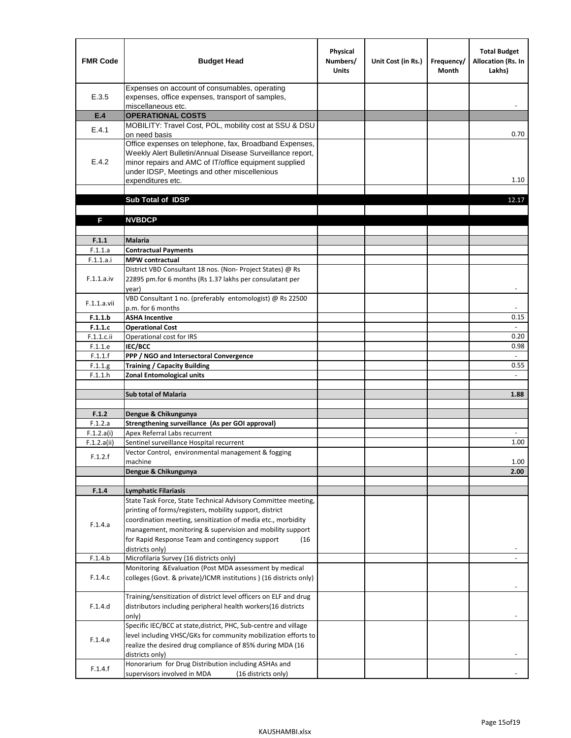| FMR Code | Budget Head | Physical Numbers/ Units | Unit Cost (in Rs.) | Frequency/ Month | Total Budget Allocation (Rs. In Lakhs) |
|---|---|---|---|---|---|
| E.3.5 | Expenses on account of consumables, operating expenses, office expenses, transport of samples, miscellaneous etc. | | | | - |
| **E.4** | **OPERATIONAL COSTS** | | | | |
| E.4.1 | MOBILITY: Travel Cost, POL, mobility cost at SSU & DSU on need basis | | | | 0.70 |
| E.4.2 | Office expenses on telephone, fax, Broadband Expenses, Weekly Alert Bulletin/Annual Disease Surveillance report, minor repairs and AMC of IT/office equipment supplied under IDSP, Meetings and other miscellenious expenditures etc. | | | | 1.10 |
| | | | | | |
| | **Sub Total of IDSP** | | | | 12.17 |
| | | | | | |
| **F** | **NVBDCP** | | | | |
| | | | | | |
| **F.1.1** | **Malaria** | | | | |
| F.1.1.a | **Contractual Payments** | | | | |
| F.1.1.a.i | **MPW contractual** | | | | |
| F.1.1.a.iv | District VBD Consultant 18 nos. (Non- Project States) @ Rs 22895 pm.for 6 months (Rs 1.37 lakhs per consulatant per year) | | | | - |
| F.1.1.a.vii | VBD Consultant 1 no. (preferably entomologist) @ Rs 22500 p.m. for 6 months | | | | - |
| **F.1.1.b** | **ASHA Incentive** | | | | 0.15 |
| **F.1.1.c** | **Operational Cost** | | | | - |
| F.1.1.c.ii | Operational cost for IRS | | | | 0.20 |
| F.1.1.e | **IEC/BCC** | | | | 0.98 |
| F.1.1.f | **PPP / NGO and Intersectoral Convergence** | | | | - |
| F.1.1.g | **Training / Capacity Building** | | | | 0.55 |
| F.1.1.h | **Zonal Entomological units** | | | | - |
| | | | | | |
| | **Sub total of Malaria** | | | | **1.88** |
| | | | | | |
| **F.1.2** | **Dengue & Chikungunya** | | | | |
| F.1.2.a | **Strengthening surveillance (As per GOI approval)** | | | | |
| F.1.2.a(i) | Apex Referral Labs recurrent | | | | - |
| F.1.2.a(ii) | Sentinel surveillance Hospital recurrent | | | | 1.00 |
| F.1.2.f | Vector Control, environmental management & fogging machine | | | | 1.00 |
| | **Dengue & Chikungunya** | | | | **2.00** |
| | | | | | |
| **F.1.4** | **Lymphatic Filariasis** | | | | |
| F.1.4.a | State Task Force, State Technical Advisory Committee meeting, printing of forms/registers, mobility support, district coordination meeting, sensitization of media etc., morbidity management, monitoring & supervision and mobility support for Rapid Response Team and contingency support (16 districts only) | | | | - |
| F.1.4.b | Microfilaria Survey (16 districts only) | | | | - |
| F.1.4.c | Monitoring &Evaluation (Post MDA assessment by medical colleges (Govt. & private)/ICMR institutions ) (16 districts only) | | | | - |
| F.1.4.d | Training/sensitization of district level officers on ELF and drug distributors including peripheral health workers(16 districts only) | | | | - |
| F.1.4.e | Specific IEC/BCC at state,district, PHC, Sub-centre and village level including VHSC/GKs for community mobilization efforts to realize the desired drug compliance of 85% during MDA (16 districts only) | | | | - |
| F.1.4.f | Honorarium for Drug Distribution including ASHAs and supervisors involved in MDA (16 districts only) | | | | - |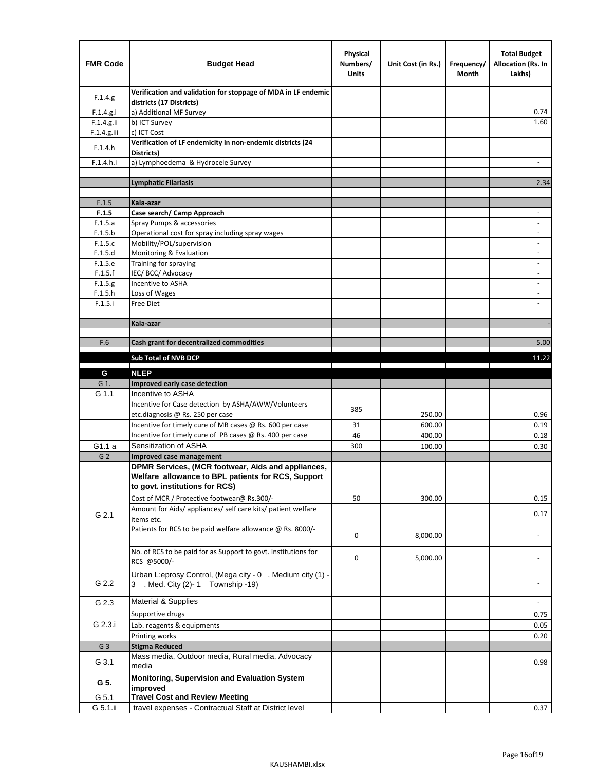| FMR Code | Budget Head | Physical Numbers/ Units | Unit Cost (in Rs.) | Frequency/ Month | Total Budget Allocation (Rs. In Lakhs) |
|---|---|---|---|---|---|
| F.1.4.g | **Verification and validation for stoppage of MDA in LF endemic districts (17 Districts)** | | | | |
| F.1.4.g.i | a) Additional MF Survey | | | | 0.74 |
| F.1.4.g.ii | b) ICT Survey | | | | 1.60 |
| F.1.4.g.iii | c) ICT Cost | | | | |
| F.1.4.h | **Verification of LF endemicity in non-endemic districts (24 Districts)** | | | | |
| F.1.4.h.i | a) Lymphoedema & Hydrocele Survey | | | | - |
| | | | | | |
| | **Lymphatic Filariasis** | | | | 2.34 |
| | | | | | |
| F.1.5 | **Kala-azar** | | | | |
| **F.1.5** | **Case search/ Camp Approach** | | | | - |
| F.1.5.a | Spray Pumps & accessories | | | | - |
| F.1.5.b | Operational cost for spray including spray wages | | | | - |
| F.1.5.c | Mobility/POL/supervision | | | | - |
| F.1.5.d | Monitoring & Evaluation | | | | - |
| F.1.5.e | Training for spraying | | | | - |
| F.1.5.f | IEC/ BCC/ Advocacy | | | | - |
| F.1.5.g | Incentive to ASHA | | | | - |
| F.1.5.h | Loss of Wages | | | | - |
| F.1.5.i | Free Diet | | | | - |
| | | | | | |
| | **Kala-azar** | | | | - |
| | | | | | |
| F.6 | **Cash grant for decentralized commodities** | | | | 5.00 |
| | **Sub Total of NVB DCP** | | | | 11.22 |
| **G** | **NLEP** | | | | |
| G 1. | **Improved early case detection** | | | | |
| G 1.1 | Incentive to ASHA | | | | |
| | Incentive for Case detection by ASHA/AWW/Volunteers etc.diagnosis @ Rs. 250 per case | 385 | 250.00 | | 0.96 |
| | Incentive for timely cure of MB cases @ Rs. 600 per case | 31 | 600.00 | | 0.19 |
| | Incentive for timely cure of PB cases @ Rs. 400 per case | 46 | 400.00 | | 0.18 |
| G1.1 a | Sensitization of ASHA | 300 | 100.00 | | 0.30 |
| G 2 | **Improved case management** | | | | |
| G 2.1 | **DPMR Services, (MCR footwear, Aids and appliances, Welfare allowance to BPL patients for RCS, Support to govt. institutions for RCS)** | | | | |
| | Cost of MCR / Protective footwear@ Rs.300/- | 50 | 300.00 | | 0.15 |
| | Amount for Aids/ appliances/ self care kits/ patient welfare items etc. | | | | 0.17 |
| | Patients for RCS to be paid welfare allowance @ Rs. 8000/- | 0 | 8,000.00 | | - |
| | No. of RCS to be paid for as Support to govt. institutions for RCS @5000/- | 0 | 5,000.00 | | - |
| G 2.2 | Urban L:eprosy Control, (Mega city - 0 , Medium city (1) - 3 , Med. City (2)- 1 Township -19) | | | | - |
| G 2.3 | Material & Supplies | | | | - |
| G 2.3.i | Supportive drugs | | | | 0.75 |
| | Lab. reagents & equipments | | | | 0.05 |
| | Printing works | | | | 0.20 |
| G 3 | **Stigma Reduced** | | | | |
| G 3.1 | Mass media, Outdoor media, Rural media, Advocacy media | | | | 0.98 |
| **G 5.** | **Monitoring, Supervision and Evaluation System improved** | | | | |
| G 5.1 | **Travel Cost and Review Meeting** | | | | |
| G 5.1.ii | travel expenses - Contractual Staff at District level | | | | 0.37 |

KAUSHAMBI.xlsx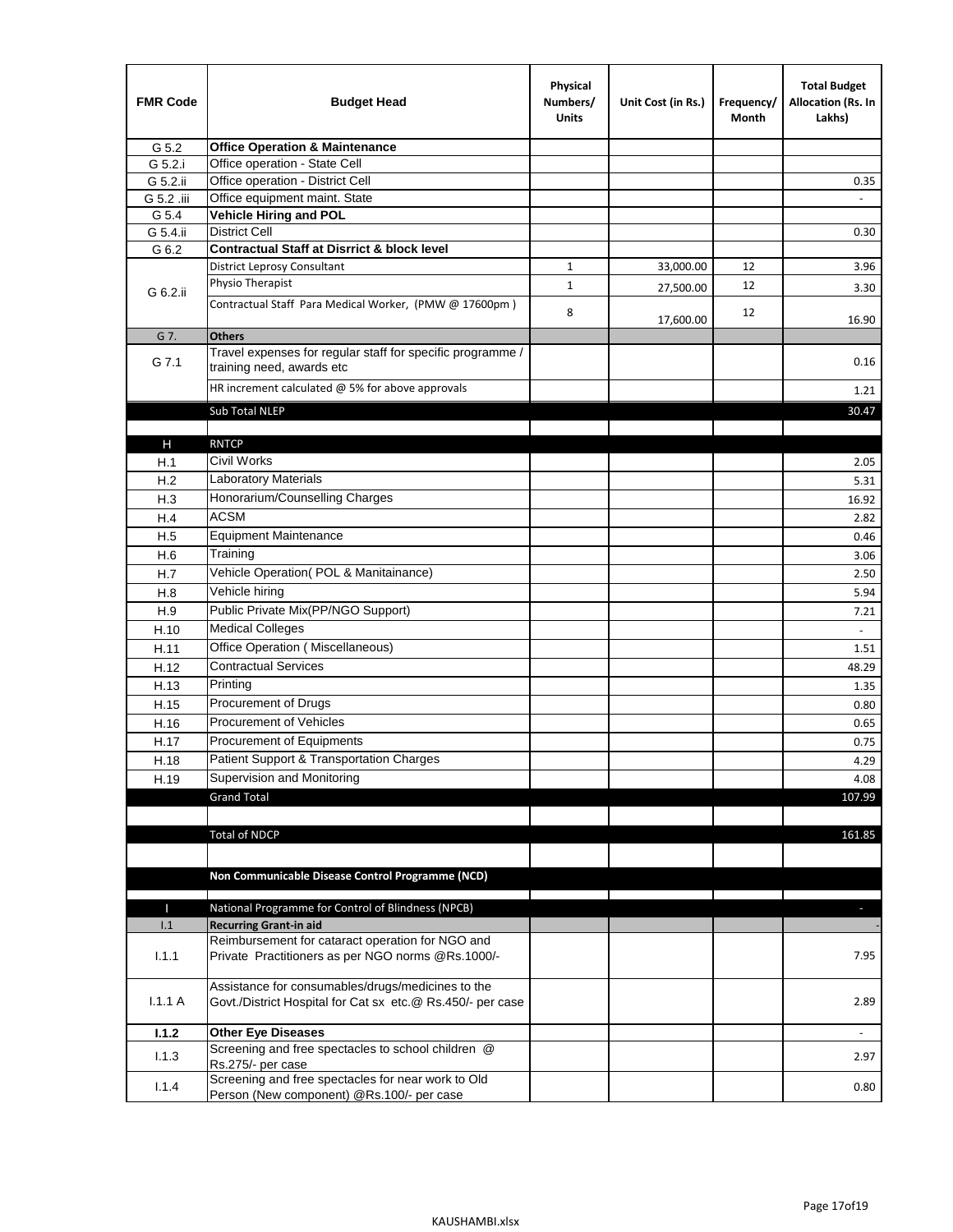| FMR Code | Budget Head | Physical Numbers/ Units | Unit Cost (in Rs.) | Frequency/ Month | Total Budget Allocation (Rs. In Lakhs) |
|---|---|---|---|---|---|
| G 5.2 | **Office Operation & Maintenance** | | | | |
| G 5.2.i | Office operation - State Cell | | | | |
| G 5.2.ii | Office operation - District Cell | | | | 0.35 |
| G 5.2 .iii | Office equipment maint. State | | | | - |
| G 5.4 | **Vehicle Hiring and POL** | | | | |
| G 5.4.ii | District Cell | | | | 0.30 |
| G 6.2 | **Contractual Staff at Disrrict & block level** | | | | |
| G 6.2.ii | District Leprosy Consultant | 1 | 33,000.00 | 12 | 3.96 |
| | Physio Therapist | 1 | 27,500.00 | 12 | 3.30 |
| | Contractual Staff Para Medical Worker, (PMW @ 17600pm ) | 8 | 17,600.00 | 12 | 16.90 |
| G 7. | **Others** | | | | |
| G 7.1 | Travel expenses for regular staff for specific programme / training need, awards etc | | | | 0.16 |
| | HR increment calculated @ 5% for above approvals | | | | 1.21 |
| | Sub Total NLEP | | | | 30.47 |
| | | | | | |
| H | RNTCP | | | | |
| H.1 | Civil Works | | | | 2.05 |
| H.2 | Laboratory Materials | | | | 5.31 |
| H.3 | Honorarium/Counselling Charges | | | | 16.92 |
| H.4 | ACSM | | | | 2.82 |
| H.5 | Equipment Maintenance | | | | 0.46 |
| H.6 | Training | | | | 3.06 |
| H.7 | Vehicle Operation( POL & Manitainance) | | | | 2.50 |
| H.8 | Vehicle hiring | | | | 5.94 |
| H.9 | Public Private Mix(PP/NGO Support) | | | | 7.21 |
| H.10 | Medical Colleges | | | | - |
| H.11 | Office Operation ( Miscellaneous) | | | | 1.51 |
| H.12 | Contractual Services | | | | 48.29 |
| H.13 | Printing | | | | 1.35 |
| H.15 | Procurement of Drugs | | | | 0.80 |
| H.16 | Procurement of Vehicles | | | | 0.65 |
| H.17 | Procurement of Equipments | | | | 0.75 |
| H.18 | Patient Support & Transportation Charges | | | | 4.29 |
| H.19 | Supervision and Monitoring | | | | 4.08 |
| | Grand Total | | | | 107.99 |
| | | | | | |
| | Total of NDCP | | | | 161.85 |
| | | | | | |
| | **Non Communicable Disease Control Programme (NCD)** | | | | |
| | | | | | |
| I | National Programme for Control of Blindness (NPCB) | | | | - |
| I.1 | **Recurring Grant-in aid** | | | | - |
| I.1.1 | Reimbursement for cataract operation for NGO and Private Practitioners as per NGO norms @Rs.1000/- | | | | 7.95 |
| I.1.1 A | Assistance for consumables/drugs/medicines to the Govt./District Hospital for Cat sx etc.@ Rs.450/- per case | | | | 2.89 |
| **I.1.2** | **Other Eye Diseases** | | | | - |
| I.1.3 | Screening and free spectacles to school children @ Rs.275/- per case | | | | 2.97 |
| I.1.4 | Screening and free spectacles for near work to Old Person (New component) @Rs.100/- per case | | | | 0.80 |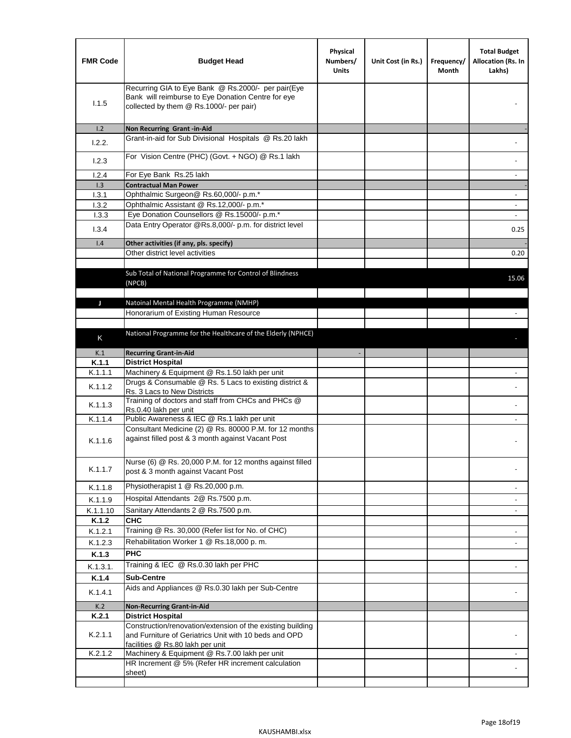| FMR Code | Budget Head | Physical Numbers/ Units | Unit Cost (in Rs.) | Frequency/ Month | Total Budget Allocation (Rs. In Lakhs) |
|---|---|---|---|---|---|
| I.1.5 | Recurring GIA to Eye Bank @ Rs.2000/- per pair(Eye Bank will reimburse to Eye Donation Centre for eye collected by them @ Rs.1000/- per pair) | | | | - |
| I.2 | **Non Recurring Grant -in-Aid** | | | | - |
| I.2.2. | Grant-in-aid for Sub Divisional Hospitals @ Rs.20 lakh | | | | - |
| I.2.3 | For Vision Centre (PHC) (Govt. + NGO) @ Rs.1 lakh | | | | - |
| I.2.4 | For Eye Bank Rs.25 lakh | | | | - |
| I.3 | **Contractual Man Power** | | | | - |
| I.3.1 | Ophthalmic Surgeon@ Rs.60,000/- p.m.* | | | | - |
| I.3.2 | Ophthalmic Assistant @ Rs.12,000/- p.m.* | | | | - |
| I.3.3 | Eye Donation Counsellors @ Rs.15000/- p.m.* | | | | - |
| I.3.4 | Data Entry Operator @Rs.8,000/- p.m. for district level | | | | 0.25 |
| I.4 | **Other activities (if any, pls. specify)** | | | | - |
| | Other district level activities | | | | 0.20 |
| | | | | | |
| | Sub Total of National Programme for Control of Blindness (NPCB) | | | | 15.06 |
| | | | | | |
| J | Natoinal Mental Health Programme (NMHP) | | | | |
| | Honorarium of Existing Human Resource | | | | - |
| | | | | | |
| K | National Programme for the Healthcare of the Elderly (NPHCE) | | | | - |
| K.1 | **Recurring Grant-in-Aid** | - | | | |
| **K.1.1** | **District Hospital** | | | | |
| K.1.1.1 | Machinery & Equipment @ Rs.1.50 lakh per unit | | | | - |
| K.1.1.2 | Drugs & Consumable @ Rs. 5 Lacs to existing district & Rs. 3 Lacs to New Districts | | | | - |
| K.1.1.3 | Training of doctors and staff from CHCs and PHCs @ Rs.0.40 lakh per unit | | | | - |
| K.1.1.4 | Public Awareness & IEC @ Rs.1 lakh per unit | | | | - |
| K.1.1.6 | Consultant Medicine (2) @ Rs. 80000 P.M. for 12 months against filled post & 3 month against Vacant Post | | | | - |
| K.1.1.7 | Nurse (6) @ Rs. 20,000 P.M. for 12 months against filled post & 3 month against Vacant Post | | | | - |
| K.1.1.8 | Physiotherapist 1 @ Rs.20,000 p.m. | | | | - |
| K.1.1.9 | Hospital Attendants 2@ Rs.7500 p.m. | | | | - |
| K.1.1.10 | Sanitary Attendants 2 @ Rs.7500 p.m. | | | | - |
| **K.1.2** | **CHC** | | | | |
| K.1.2.1 | Training @ Rs. 30,000 (Refer list for No. of CHC) | | | | - |
| K.1.2.3 | Rehabilitation Worker 1 @ Rs.18,000 p. m. | | | | - |
| **K.1.3** | **PHC** | | | | |
| K.1.3.1. | Training & IEC @ Rs.0.30 lakh per PHC | | | | - |
| **K.1.4** | **Sub-Centre** | | | | |
| K.1.4.1 | Aids and Appliances @ Rs.0.30 lakh per Sub-Centre | | | | - |
| K.2 | **Non-Recurring Grant-in-Aid** | | | | |
| **K.2.1** | **District Hospital** | | | | |
| K.2.1.1 | Construction/renovation/extension of the existing building and Furniture of Geriatrics Unit with 10 beds and OPD facilities @ Rs.80 lakh per unit | | | | - |
| K.2.1.2 | Machinery & Equipment @ Rs.7.00 lakh per unit | | | | - |
| | HR Increment @ 5% (Refer HR increment calculation sheet) | | | | - |
| | | | | | |

KAUSHAMBI.xlsx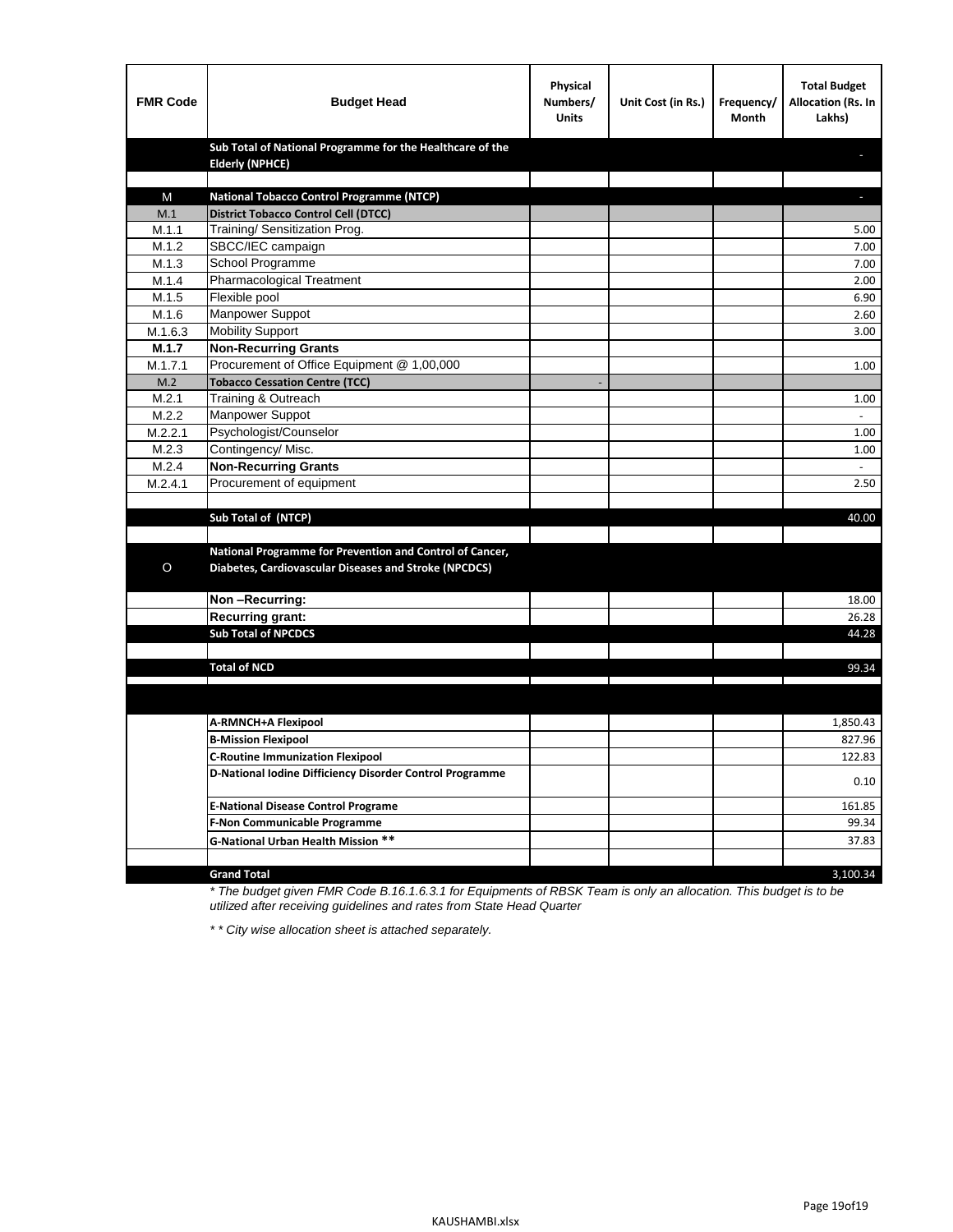| FMR Code | Budget Head | Physical Numbers/ Units | Unit Cost (in Rs.) | Frequency/ Month | Total Budget Allocation (Rs. In Lakhs) |
|---|---|---|---|---|---|
| | **Sub Total of National Programme for the Healthcare of the Elderly (NPHCE)** | | | | - |
| | | | | | |
| M | **National Tobacco Control Programme (NTCP)** | | | | - |
| M.1 | **District Tobacco Control Cell (DTCC)** | | | | |
| M.1.1 | Training/ Sensitization Prog. | | | | 5.00 |
| M.1.2 | SBCC/IEC campaign | | | | 7.00 |
| M.1.3 | School Programme | | | | 7.00 |
| M.1.4 | Pharmacological Treatment | | | | 2.00 |
| M.1.5 | Flexible pool | | | | 6.90 |
| M.1.6 | Manpower Suppot | | | | 2.60 |
| M.1.6.3 | Mobility Support | | | | 3.00 |
| **M.1.7** | **Non-Recurring Grants** | | | | |
| M.1.7.1 | Procurement of Office Equipment @ 1,00,000 | | | | 1.00 |
| M.2 | **Tobacco Cessation Centre (TCC)** | - | | | |
| M.2.1 | Training & Outreach | | | | 1.00 |
| M.2.2 | Manpower Suppot | | | | - |
| M.2.2.1 | Psychologist/Counselor | | | | 1.00 |
| M.2.3 | Contingency/ Misc. | | | | 1.00 |
| M.2.4 | **Non-Recurring Grants** | | | | - |
| M.2.4.1 | Procurement of equipment | | | | 2.50 |
| | | | | | |
| | **Sub Total of (NTCP)** | | | | 40.00 |
| | | | | | |
| O | **National Programme for Prevention and Control of Cancer, Diabetes, Cardiovascular Diseases and Stroke (NPCDCS)** | | | | |
| | **Non –Recurring:** | | | | 18.00 |
| | **Recurring grant:** | | | | 26.28 |
| | **Sub Total of NPCDCS** | | | | 44.28 |
| | | | | | |
| | **Total of NCD** | | | | 99.34 |
| | | | | | |
| | **A-RMNCH+A Flexipool** | | | | 1,850.43 |
| | **B-Mission Flexipool** | | | | 827.96 |
| | **C-Routine Immunization Flexipool** | | | | 122.83 |
| | **D-National Iodine Difficiency Disorder Control Programme** | | | | 0.10 |
| | **E-National Disease Control Programe** | | | | 161.85 |
| | **F-Non Communicable Programme** | | | | 99.34 |
| | **G-National Urban Health Mission \*\*** | | | | 37.83 |
| | | | | | |
| | **Grand Total** | | | | 3,100.34 |

*\* The budget given FMR Code B.16.1.6.3.1 for Equipments of RBSK Team is only an allocation. This budget is to be utilized after receiving guidelines and rates from State Head Quarter*

*\* \* City wise allocation sheet is attached separately.*

KAUSHAMBI.xlsx